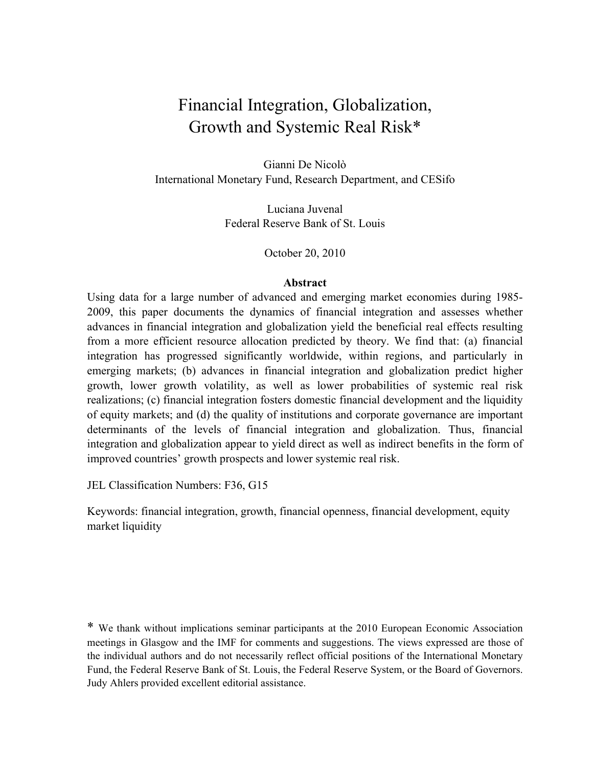# Financial Integration, Globalization, Growth and Systemic Real Risk*

Gianni De Nicolò
International Monetary Fund, Research Department, and CESifo

Luciana Juvenal
Federal Reserve Bank of St. Louis

October 20, 2010

## Abstract

Using data for a large number of advanced and emerging market economies during 1985-2009, this paper documents the dynamics of financial integration and assesses whether advances in financial integration and globalization yield the beneficial real effects resulting from a more efficient resource allocation predicted by theory. We find that: (a) financial integration has progressed significantly worldwide, within regions, and particularly in emerging markets; (b) advances in financial integration and globalization predict higher growth, lower growth volatility, as well as lower probabilities of systemic real risk realizations; (c) financial integration fosters domestic financial development and the liquidity of equity markets; and (d) the quality of institutions and corporate governance are important determinants of the levels of financial integration and globalization. Thus, financial integration and globalization appear to yield direct as well as indirect benefits in the form of improved countries' growth prospects and lower systemic real risk.

JEL Classification Numbers: F36, G15

Keywords: financial integration, growth, financial openness, financial development, equity market liquidity

* We thank without implications seminar participants at the 2010 European Economic Association meetings in Glasgow and the IMF for comments and suggestions. The views expressed are those of the individual authors and do not necessarily reflect official positions of the International Monetary Fund, the Federal Reserve Bank of St. Louis, the Federal Reserve System, or the Board of Governors. Judy Ahlers provided excellent editorial assistance.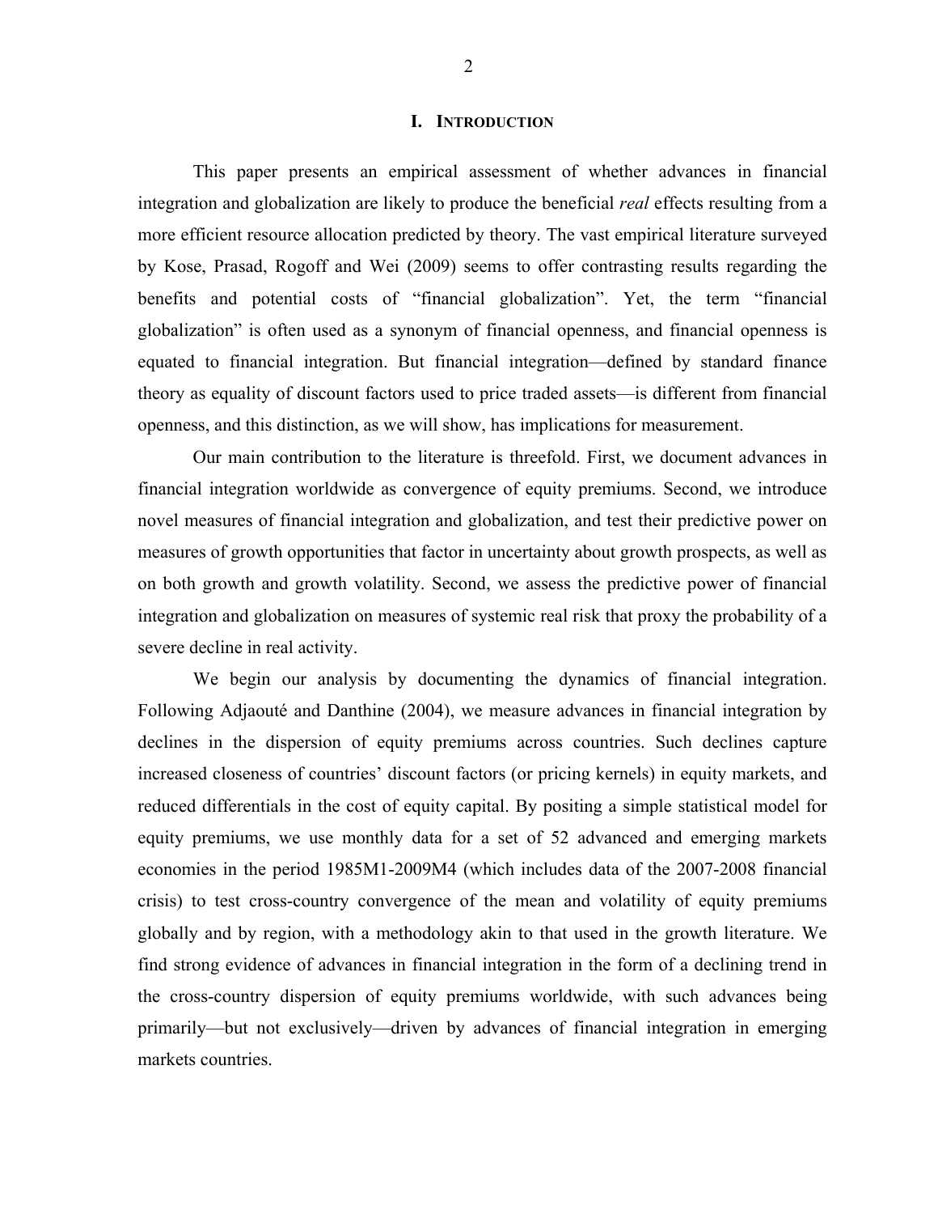## I. INTRODUCTION

This paper presents an empirical assessment of whether advances in financial integration and globalization are likely to produce the beneficial *real* effects resulting from a more efficient resource allocation predicted by theory. The vast empirical literature surveyed by Kose, Prasad, Rogoff and Wei (2009) seems to offer contrasting results regarding the benefits and potential costs of "financial globalization". Yet, the term "financial globalization" is often used as a synonym of financial openness, and financial openness is equated to financial integration. But financial integration—defined by standard finance theory as equality of discount factors used to price traded assets—is different from financial openness, and this distinction, as we will show, has implications for measurement.

Our main contribution to the literature is threefold. First, we document advances in financial integration worldwide as convergence of equity premiums. Second, we introduce novel measures of financial integration and globalization, and test their predictive power on measures of growth opportunities that factor in uncertainty about growth prospects, as well as on both growth and growth volatility. Second, we assess the predictive power of financial integration and globalization on measures of systemic real risk that proxy the probability of a severe decline in real activity.

We begin our analysis by documenting the dynamics of financial integration. Following Adjaouté and Danthine (2004), we measure advances in financial integration by declines in the dispersion of equity premiums across countries. Such declines capture increased closeness of countries' discount factors (or pricing kernels) in equity markets, and reduced differentials in the cost of equity capital. By positing a simple statistical model for equity premiums, we use monthly data for a set of 52 advanced and emerging markets economies in the period 1985M1-2009M4 (which includes data of the 2007-2008 financial crisis) to test cross-country convergence of the mean and volatility of equity premiums globally and by region, with a methodology akin to that used in the growth literature. We find strong evidence of advances in financial integration in the form of a declining trend in the cross-country dispersion of equity premiums worldwide, with such advances being primarily—but not exclusively—driven by advances of financial integration in emerging markets countries.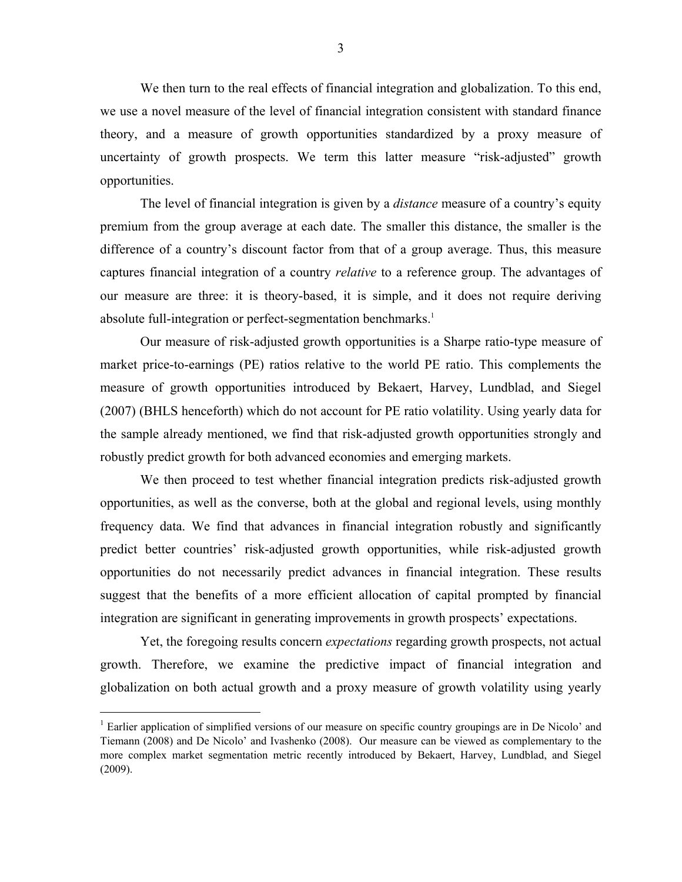We then turn to the real effects of financial integration and globalization. To this end, we use a novel measure of the level of financial integration consistent with standard finance theory, and a measure of growth opportunities standardized by a proxy measure of uncertainty of growth prospects. We term this latter measure "risk-adjusted" growth opportunities.

The level of financial integration is given by a *distance* measure of a country's equity premium from the group average at each date. The smaller this distance, the smaller is the difference of a country's discount factor from that of a group average. Thus, this measure captures financial integration of a country *relative* to a reference group. The advantages of our measure are three: it is theory-based, it is simple, and it does not require deriving absolute full-integration or perfect-segmentation benchmarks.[1]

Our measure of risk-adjusted growth opportunities is a Sharpe ratio-type measure of market price-to-earnings (PE) ratios relative to the world PE ratio. This complements the measure of growth opportunities introduced by Bekaert, Harvey, Lundblad, and Siegel (2007) (BHLS henceforth) which do not account for PE ratio volatility. Using yearly data for the sample already mentioned, we find that risk-adjusted growth opportunities strongly and robustly predict growth for both advanced economies and emerging markets.

We then proceed to test whether financial integration predicts risk-adjusted growth opportunities, as well as the converse, both at the global and regional levels, using monthly frequency data. We find that advances in financial integration robustly and significantly predict better countries' risk-adjusted growth opportunities, while risk-adjusted growth opportunities do not necessarily predict advances in financial integration. These results suggest that the benefits of a more efficient allocation of capital prompted by financial integration are significant in generating improvements in growth prospects' expectations.

Yet, the foregoing results concern *expectations* regarding growth prospects, not actual growth. Therefore, we examine the predictive impact of financial integration and globalization on both actual growth and a proxy measure of growth volatility using yearly

[1] Earlier application of simplified versions of our measure on specific country groupings are in De Nicolo' and Tiemann (2008) and De Nicolo' and Ivashenko (2008). Our measure can be viewed as complementary to the more complex market segmentation metric recently introduced by Bekaert, Harvey, Lundblad, and Siegel (2009).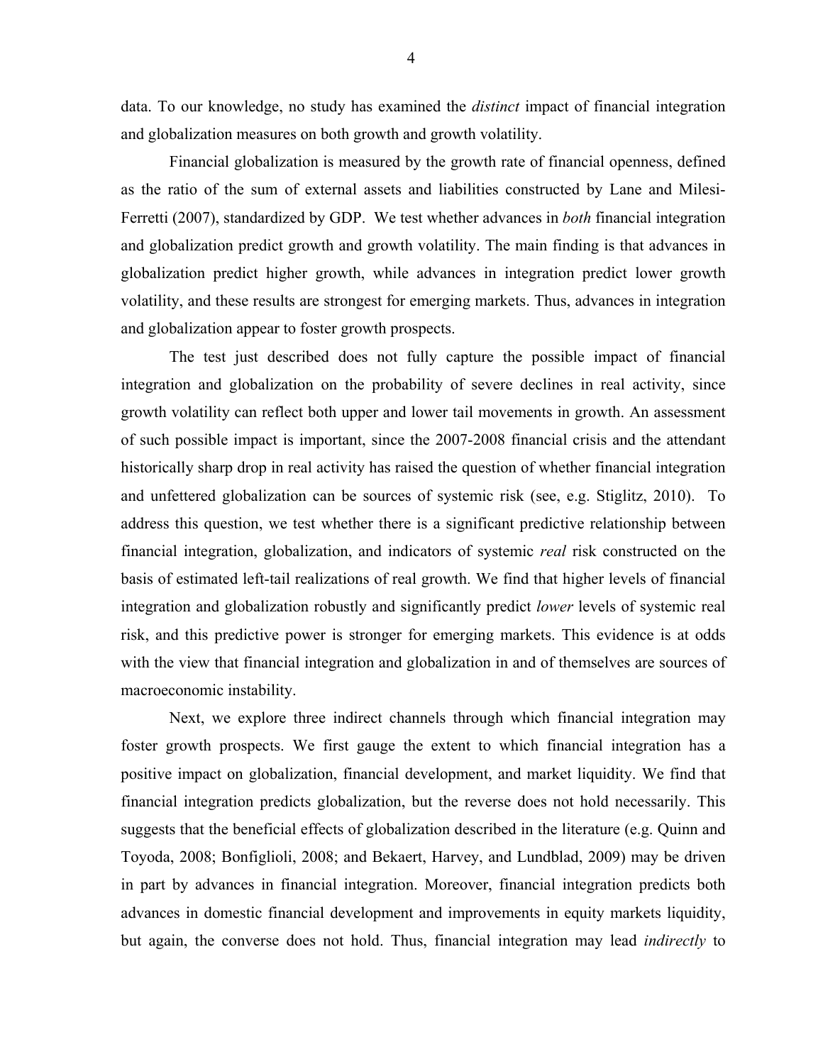data. To our knowledge, no study has examined the *distinct* impact of financial integration and globalization measures on both growth and growth volatility.

Financial globalization is measured by the growth rate of financial openness, defined as the ratio of the sum of external assets and liabilities constructed by Lane and Milesi-Ferretti (2007), standardized by GDP. We test whether advances in *both* financial integration and globalization predict growth and growth volatility. The main finding is that advances in globalization predict higher growth, while advances in integration predict lower growth volatility, and these results are strongest for emerging markets. Thus, advances in integration and globalization appear to foster growth prospects.

The test just described does not fully capture the possible impact of financial integration and globalization on the probability of severe declines in real activity, since growth volatility can reflect both upper and lower tail movements in growth. An assessment of such possible impact is important, since the 2007-2008 financial crisis and the attendant historically sharp drop in real activity has raised the question of whether financial integration and unfettered globalization can be sources of systemic risk (see, e.g. Stiglitz, 2010). To address this question, we test whether there is a significant predictive relationship between financial integration, globalization, and indicators of systemic *real* risk constructed on the basis of estimated left-tail realizations of real growth. We find that higher levels of financial integration and globalization robustly and significantly predict *lower* levels of systemic real risk, and this predictive power is stronger for emerging markets. This evidence is at odds with the view that financial integration and globalization in and of themselves are sources of macroeconomic instability.

Next, we explore three indirect channels through which financial integration may foster growth prospects. We first gauge the extent to which financial integration has a positive impact on globalization, financial development, and market liquidity. We find that financial integration predicts globalization, but the reverse does not hold necessarily. This suggests that the beneficial effects of globalization described in the literature (e.g. Quinn and Toyoda, 2008; Bonfiglioli, 2008; and Bekaert, Harvey, and Lundblad, 2009) may be driven in part by advances in financial integration. Moreover, financial integration predicts both advances in domestic financial development and improvements in equity markets liquidity, but again, the converse does not hold. Thus, financial integration may lead *indirectly* to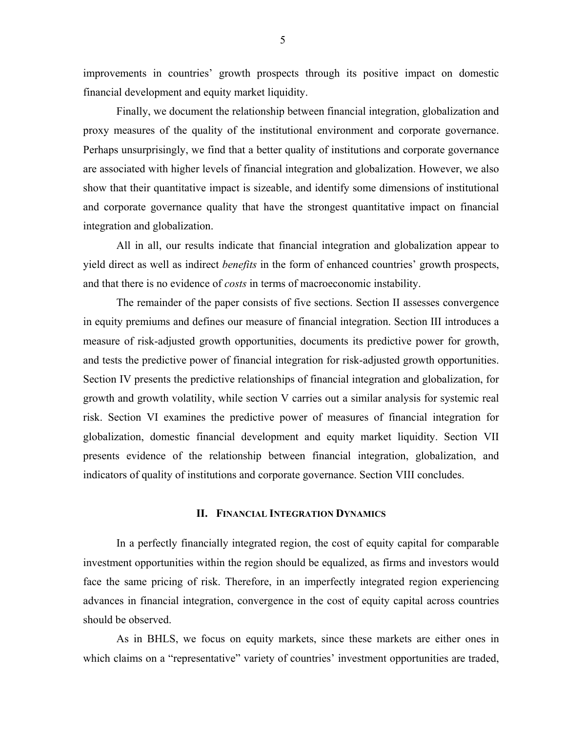improvements in countries' growth prospects through its positive impact on domestic financial development and equity market liquidity.

Finally, we document the relationship between financial integration, globalization and proxy measures of the quality of the institutional environment and corporate governance. Perhaps unsurprisingly, we find that a better quality of institutions and corporate governance are associated with higher levels of financial integration and globalization. However, we also show that their quantitative impact is sizeable, and identify some dimensions of institutional and corporate governance quality that have the strongest quantitative impact on financial integration and globalization.

All in all, our results indicate that financial integration and globalization appear to yield direct as well as indirect *benefits* in the form of enhanced countries' growth prospects, and that there is no evidence of *costs* in terms of macroeconomic instability.

The remainder of the paper consists of five sections. Section II assesses convergence in equity premiums and defines our measure of financial integration. Section III introduces a measure of risk-adjusted growth opportunities, documents its predictive power for growth, and tests the predictive power of financial integration for risk-adjusted growth opportunities. Section IV presents the predictive relationships of financial integration and globalization, for growth and growth volatility, while section V carries out a similar analysis for systemic real risk. Section VI examines the predictive power of measures of financial integration for globalization, domestic financial development and equity market liquidity. Section VII presents evidence of the relationship between financial integration, globalization, and indicators of quality of institutions and corporate governance. Section VIII concludes.

## II. Financial Integration Dynamics

In a perfectly financially integrated region, the cost of equity capital for comparable investment opportunities within the region should be equalized, as firms and investors would face the same pricing of risk. Therefore, in an imperfectly integrated region experiencing advances in financial integration, convergence in the cost of equity capital across countries should be observed.

As in BHLS, we focus on equity markets, since these markets are either ones in which claims on a "representative" variety of countries' investment opportunities are traded,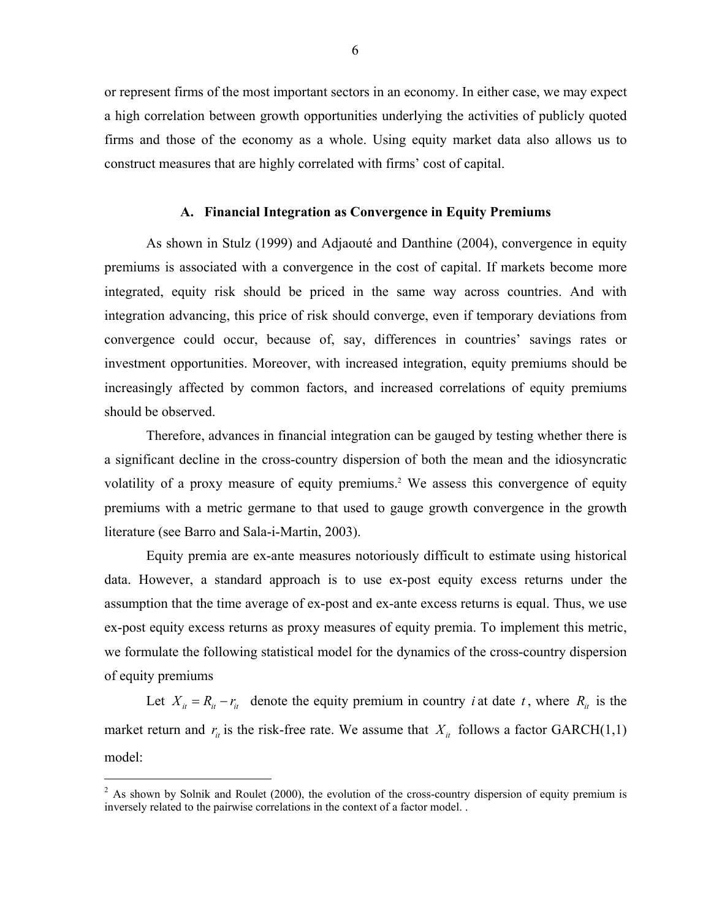or represent firms of the most important sectors in an economy. In either case, we may expect a high correlation between growth opportunities underlying the activities of publicly quoted firms and those of the economy as a whole. Using equity market data also allows us to construct measures that are highly correlated with firms' cost of capital.

### A. Financial Integration as Convergence in Equity Premiums

As shown in Stulz (1999) and Adjaouté and Danthine (2004), convergence in equity premiums is associated with a convergence in the cost of capital. If markets become more integrated, equity risk should be priced in the same way across countries. And with integration advancing, this price of risk should converge, even if temporary deviations from convergence could occur, because of, say, differences in countries' savings rates or investment opportunities. Moreover, with increased integration, equity premiums should be increasingly affected by common factors, and increased correlations of equity premiums should be observed.

Therefore, advances in financial integration can be gauged by testing whether there is a significant decline in the cross-country dispersion of both the mean and the idiosyncratic volatility of a proxy measure of equity premiums.[2] We assess this convergence of equity premiums with a metric germane to that used to gauge growth convergence in the growth literature (see Barro and Sala-i-Martin, 2003).

Equity premia are ex-ante measures notoriously difficult to estimate using historical data. However, a standard approach is to use ex-post equity excess returns under the assumption that the time average of ex-post and ex-ante excess returns is equal. Thus, we use ex-post equity excess returns as proxy measures of equity premia. To implement this metric, we formulate the following statistical model for the dynamics of the cross-country dispersion of equity premiums

Let $X_{it} = R_{it} - r_{it}$ denote the equity premium in country $i$ at date $t$, where $R_{it}$ is the market return and $r_{it}$ is the risk-free rate. We assume that $X_{it}$ follows a factor GARCH(1,1) model:

[2] As shown by Solnik and Roulet (2000), the evolution of the cross-country dispersion of equity premium is inversely related to the pairwise correlations in the context of a factor model. .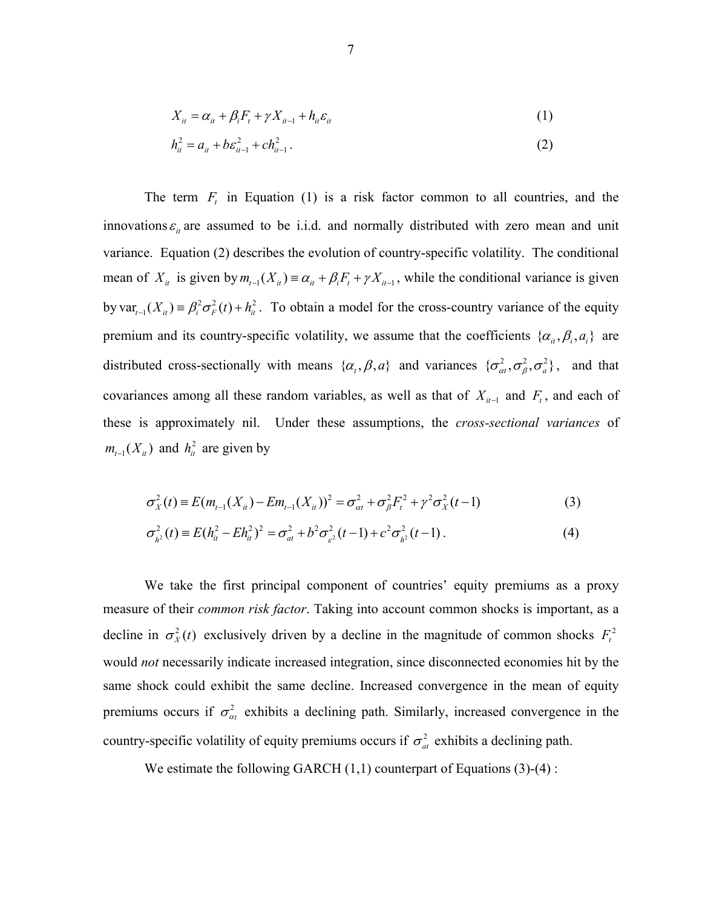$$X_{it} = \alpha_{it} + \beta_i F_t + \gamma X_{it-1} + h_{it}\varepsilon_{it} \tag{1}$$

$$h_{it}^2 = a_{it} + b\varepsilon_{it-1}^2 + ch_{it-1}^2 . \tag{2}$$

The term $F_t$ in Equation (1) is a risk factor common to all countries, and the innovations $\varepsilon_{it}$ are assumed to be i.i.d. and normally distributed with zero mean and unit variance. Equation (2) describes the evolution of country-specific volatility. The conditional mean of $X_{it}$ is given by $m_{t-1}(X_{it}) \equiv \alpha_{it} + \beta_i F_t + \gamma X_{it-1}$, while the conditional variance is given by $\text{var}_{t-1}(X_{it}) \equiv \beta_i^2 \sigma_F^2(t) + h_{it}^2$. To obtain a model for the cross-country variance of the equity premium and its country-specific volatility, we assume that the coefficients $\{\alpha_{it}, \beta_i, a_i\}$ are distributed cross-sectionally with means $\{\alpha_t, \beta, a\}$ and variances $\{\sigma_{\alpha t}^2, \sigma_\beta^2, \sigma_a^2\}$, and that covariances among all these random variables, as well as that of $X_{it-1}$ and $F_t$, and each of these is approximately nil. Under these assumptions, the *cross-sectional variances* of $m_{t-1}(X_{it})$ and $h_{it}^2$ are given by

$$\sigma_X^2(t) \equiv E(m_{t-1}(X_{it}) - Em_{t-1}(X_{it}))^2 = \sigma_{\alpha t}^2 + \sigma_\beta^2 F_t^2 + \gamma^2 \sigma_X^2(t-1) \tag{3}$$

$$\sigma_{h^2}^2(t) \equiv E(h_{it}^2 - Eh_{it}^2)^2 = \sigma_{at}^2 + b^2 \sigma_{\varepsilon^2}^2(t-1) + c^2 \sigma_{h^2}^2(t-1) . \tag{4}$$

We take the first principal component of countries' equity premiums as a proxy measure of their *common risk factor*. Taking into account common shocks is important, as a decline in $\sigma_X^2(t)$ exclusively driven by a decline in the magnitude of common shocks $F_t^2$ would *not* necessarily indicate increased integration, since disconnected economies hit by the same shock could exhibit the same decline. Increased convergence in the mean of equity premiums occurs if $\sigma_{\alpha t}^2$ exhibits a declining path. Similarly, increased convergence in the country-specific volatility of equity premiums occurs if $\sigma_{at}^2$ exhibits a declining path.

We estimate the following GARCH (1,1) counterpart of Equations (3)-(4) :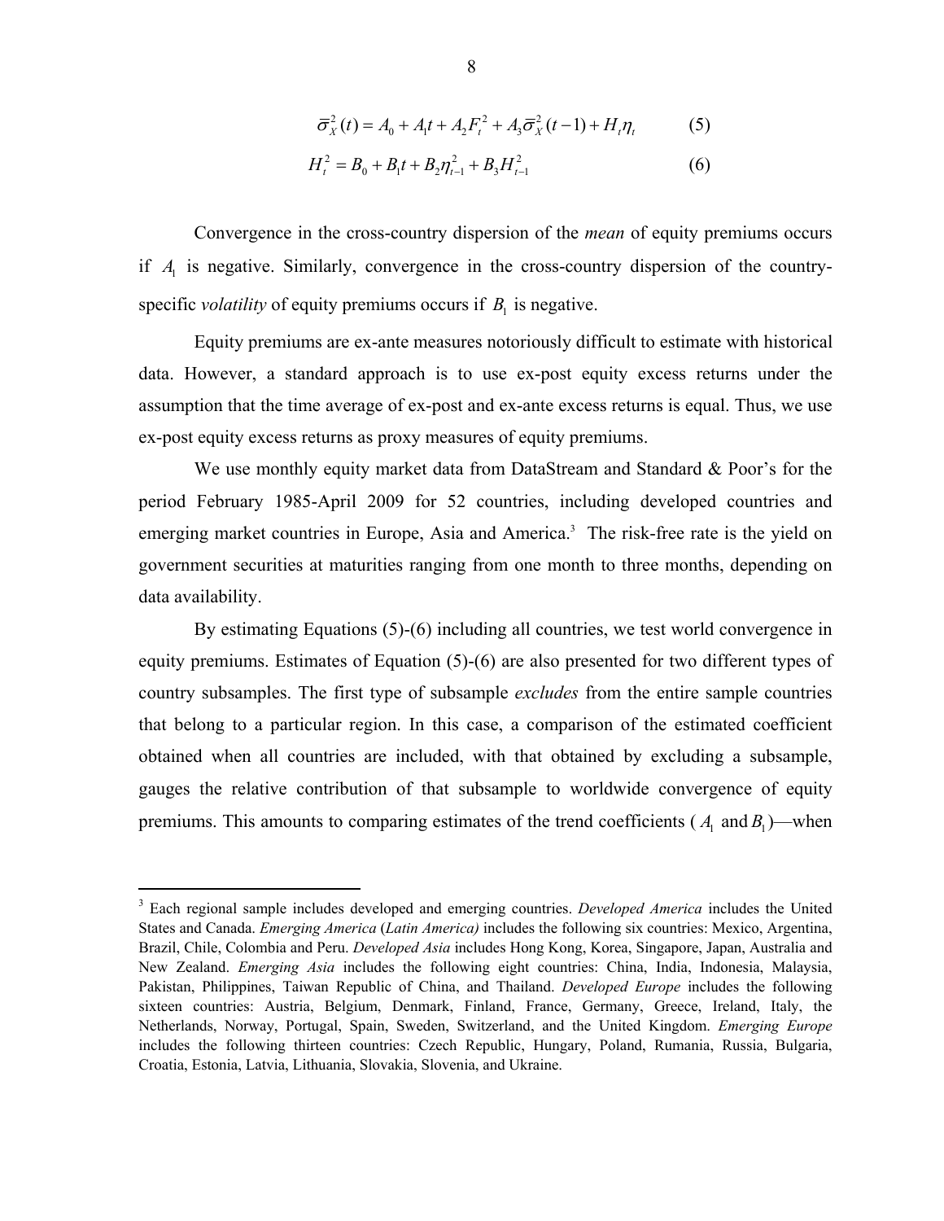$$\bar{\sigma}_X^2(t) = A_0 + A_1 t + A_2 F_t^2 + A_3 \bar{\sigma}_X^2(t-1) + H_t \eta_t \qquad (5)$$

$$H_t^2 = B_0 + B_1 t + B_2 \eta_{t-1}^2 + B_3 H_{t-1}^2 \qquad (6)$$

Convergence in the cross-country dispersion of the *mean* of equity premiums occurs if $A_1$ is negative. Similarly, convergence in the cross-country dispersion of the country-specific *volatility* of equity premiums occurs if $B_1$ is negative.

Equity premiums are ex-ante measures notoriously difficult to estimate with historical data. However, a standard approach is to use ex-post equity excess returns under the assumption that the time average of ex-post and ex-ante excess returns is equal. Thus, we use ex-post equity excess returns as proxy measures of equity premiums.

We use monthly equity market data from DataStream and Standard & Poor's for the period February 1985-April 2009 for 52 countries, including developed countries and emerging market countries in Europe, Asia and America.[3] The risk-free rate is the yield on government securities at maturities ranging from one month to three months, depending on data availability.

By estimating Equations (5)-(6) including all countries, we test world convergence in equity premiums. Estimates of Equation (5)-(6) are also presented for two different types of country subsamples. The first type of subsample *excludes* from the entire sample countries that belong to a particular region. In this case, a comparison of the estimated coefficient obtained when all countries are included, with that obtained by excluding a subsample, gauges the relative contribution of that subsample to worldwide convergence of equity premiums. This amounts to comparing estimates of the trend coefficients ($A_1$ and $B_1$)—when

[3] Each regional sample includes developed and emerging countries. *Developed America* includes the United States and Canada. *Emerging America* (*Latin America)* includes the following six countries: Mexico, Argentina, Brazil, Chile, Colombia and Peru. *Developed Asia* includes Hong Kong, Korea, Singapore, Japan, Australia and New Zealand. *Emerging Asia* includes the following eight countries: China, India, Indonesia, Malaysia, Pakistan, Philippines, Taiwan Republic of China, and Thailand. *Developed Europe* includes the following sixteen countries: Austria, Belgium, Denmark, Finland, France, Germany, Greece, Ireland, Italy, the Netherlands, Norway, Portugal, Spain, Sweden, Switzerland, and the United Kingdom. *Emerging Europe* includes the following thirteen countries: Czech Republic, Hungary, Poland, Rumania, Russia, Bulgaria, Croatia, Estonia, Latvia, Lithuania, Slovakia, Slovenia, and Ukraine.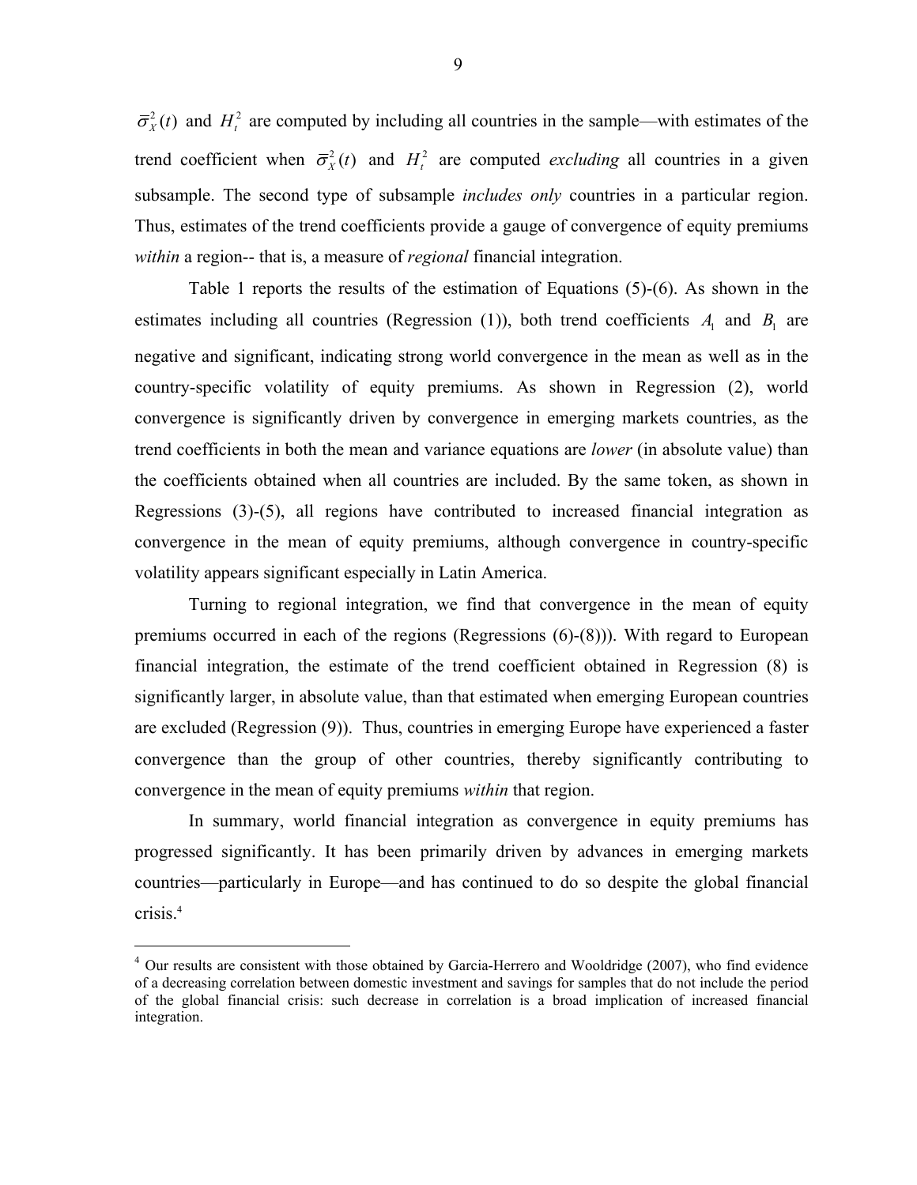$\bar{\sigma}_X^2(t)$ and $H_t^2$ are computed by including all countries in the sample—with estimates of the trend coefficient when $\bar{\sigma}_X^2(t)$ and $H_t^2$ are computed *excluding* all countries in a given subsample. The second type of subsample *includes only* countries in a particular region. Thus, estimates of the trend coefficients provide a gauge of convergence of equity premiums *within* a region-- that is, a measure of *regional* financial integration.

Table 1 reports the results of the estimation of Equations (5)-(6). As shown in the estimates including all countries (Regression (1)), both trend coefficients $A_1$ and $B_1$ are negative and significant, indicating strong world convergence in the mean as well as in the country-specific volatility of equity premiums. As shown in Regression (2), world convergence is significantly driven by convergence in emerging markets countries, as the trend coefficients in both the mean and variance equations are *lower* (in absolute value) than the coefficients obtained when all countries are included. By the same token, as shown in Regressions (3)-(5), all regions have contributed to increased financial integration as convergence in the mean of equity premiums, although convergence in country-specific volatility appears significant especially in Latin America.

Turning to regional integration, we find that convergence in the mean of equity premiums occurred in each of the regions (Regressions (6)-(8))). With regard to European financial integration, the estimate of the trend coefficient obtained in Regression (8) is significantly larger, in absolute value, than that estimated when emerging European countries are excluded (Regression (9)). Thus, countries in emerging Europe have experienced a faster convergence than the group of other countries, thereby significantly contributing to convergence in the mean of equity premiums *within* that region.

In summary, world financial integration as convergence in equity premiums has progressed significantly. It has been primarily driven by advances in emerging markets countries—particularly in Europe—and has continued to do so despite the global financial crisis.[4]

---

[4] Our results are consistent with those obtained by Garcia-Herrero and Wooldridge (2007), who find evidence of a decreasing correlation between domestic investment and savings for samples that do not include the period of the global financial crisis: such decrease in correlation is a broad implication of increased financial integration.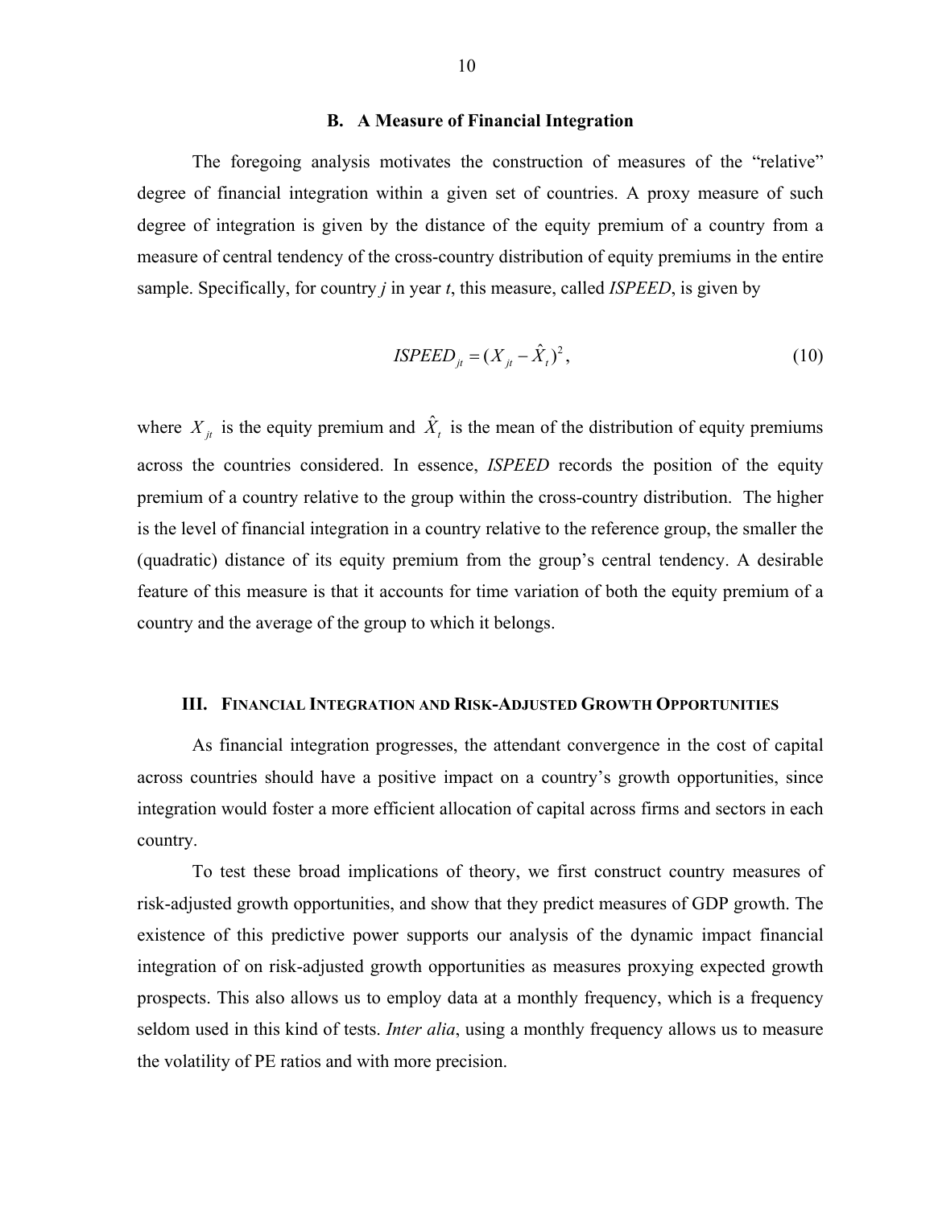### B. A Measure of Financial Integration

The foregoing analysis motivates the construction of measures of the "relative" degree of financial integration within a given set of countries. A proxy measure of such degree of integration is given by the distance of the equity premium of a country from a measure of central tendency of the cross-country distribution of equity premiums in the entire sample. Specifically, for country *j* in year *t*, this measure, called *ISPEED*, is given by

$$ISPEED_{jt} = (X_{jt} - \hat{X}_t)^2, \tag{10}$$

where $X_{jt}$ is the equity premium and $\hat{X}_t$ is the mean of the distribution of equity premiums across the countries considered. In essence, *ISPEED* records the position of the equity premium of a country relative to the group within the cross-country distribution. The higher is the level of financial integration in a country relative to the reference group, the smaller the (quadratic) distance of its equity premium from the group's central tendency. A desirable feature of this measure is that it accounts for time variation of both the equity premium of a country and the average of the group to which it belongs.

## III. Financial Integration and Risk-Adjusted Growth Opportunities

As financial integration progresses, the attendant convergence in the cost of capital across countries should have a positive impact on a country's growth opportunities, since integration would foster a more efficient allocation of capital across firms and sectors in each country.

To test these broad implications of theory, we first construct country measures of risk-adjusted growth opportunities, and show that they predict measures of GDP growth. The existence of this predictive power supports our analysis of the dynamic impact financial integration of on risk-adjusted growth opportunities as measures proxying expected growth prospects. This also allows us to employ data at a monthly frequency, which is a frequency seldom used in this kind of tests. *Inter alia*, using a monthly frequency allows us to measure the volatility of PE ratios and with more precision.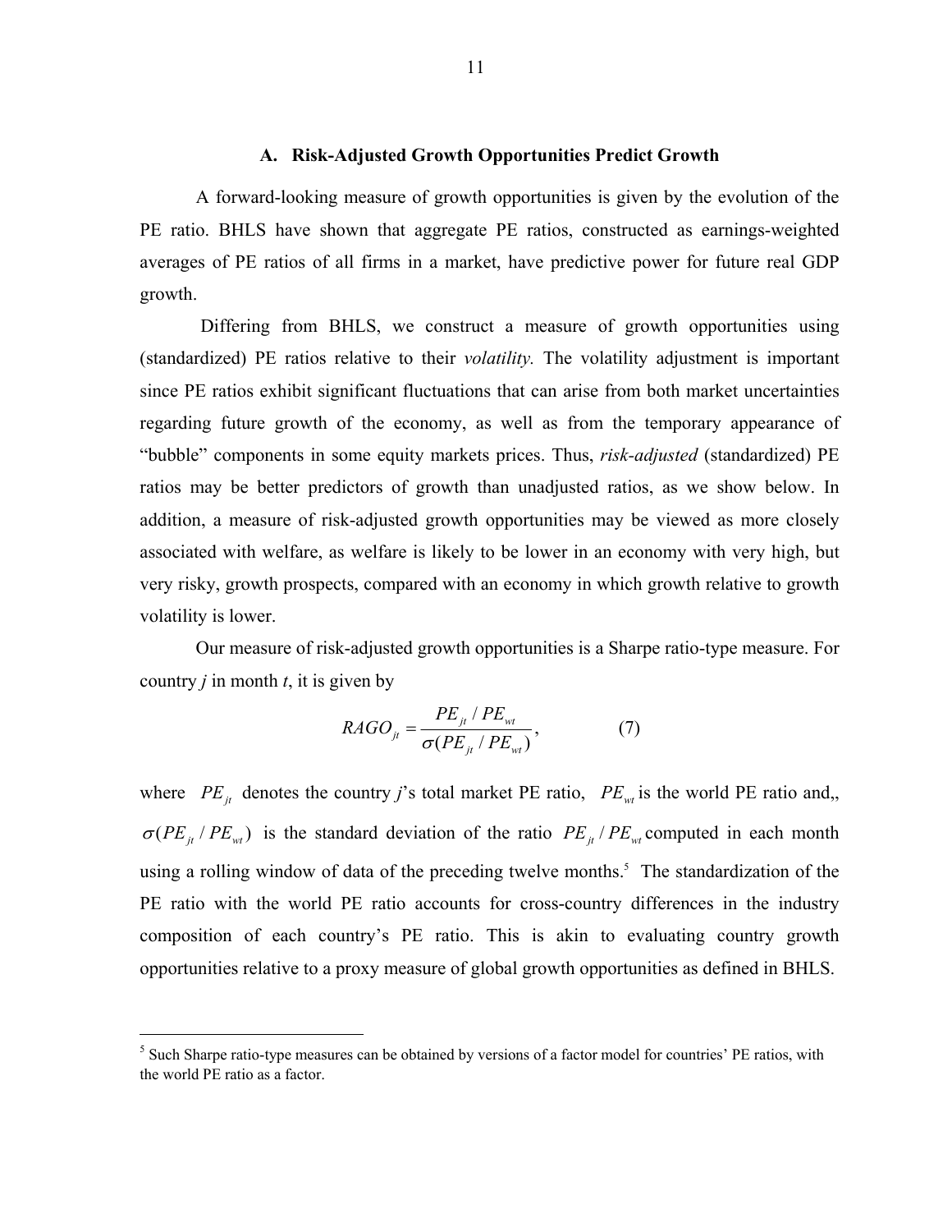### A. Risk-Adjusted Growth Opportunities Predict Growth

A forward-looking measure of growth opportunities is given by the evolution of the PE ratio. BHLS have shown that aggregate PE ratios, constructed as earnings-weighted averages of PE ratios of all firms in a market, have predictive power for future real GDP growth.

Differing from BHLS, we construct a measure of growth opportunities using (standardized) PE ratios relative to their *volatility.* The volatility adjustment is important since PE ratios exhibit significant fluctuations that can arise from both market uncertainties regarding future growth of the economy, as well as from the temporary appearance of "bubble" components in some equity markets prices. Thus, *risk-adjusted* (standardized) PE ratios may be better predictors of growth than unadjusted ratios, as we show below. In addition, a measure of risk-adjusted growth opportunities may be viewed as more closely associated with welfare, as welfare is likely to be lower in an economy with very high, but very risky, growth prospects, compared with an economy in which growth relative to growth volatility is lower.

Our measure of risk-adjusted growth opportunities is a Sharpe ratio-type measure. For country *j* in month *t*, it is given by

$$RAGO_{jt} = \frac{PE_{jt} / PE_{wt}}{\sigma(PE_{jt} / PE_{wt})}, \qquad (7)$$

where $PE_{jt}$ denotes the country *j*'s total market PE ratio, $PE_{wt}$ is the world PE ratio and,, $\sigma(PE_{jt} / PE_{wt})$ is the standard deviation of the ratio $PE_{jt} / PE_{wt}$ computed in each month using a rolling window of data of the preceding twelve months.[5] The standardization of the PE ratio with the world PE ratio accounts for cross-country differences in the industry composition of each country's PE ratio. This is akin to evaluating country growth opportunities relative to a proxy measure of global growth opportunities as defined in BHLS.

[5] Such Sharpe ratio-type measures can be obtained by versions of a factor model for countries' PE ratios, with the world PE ratio as a factor.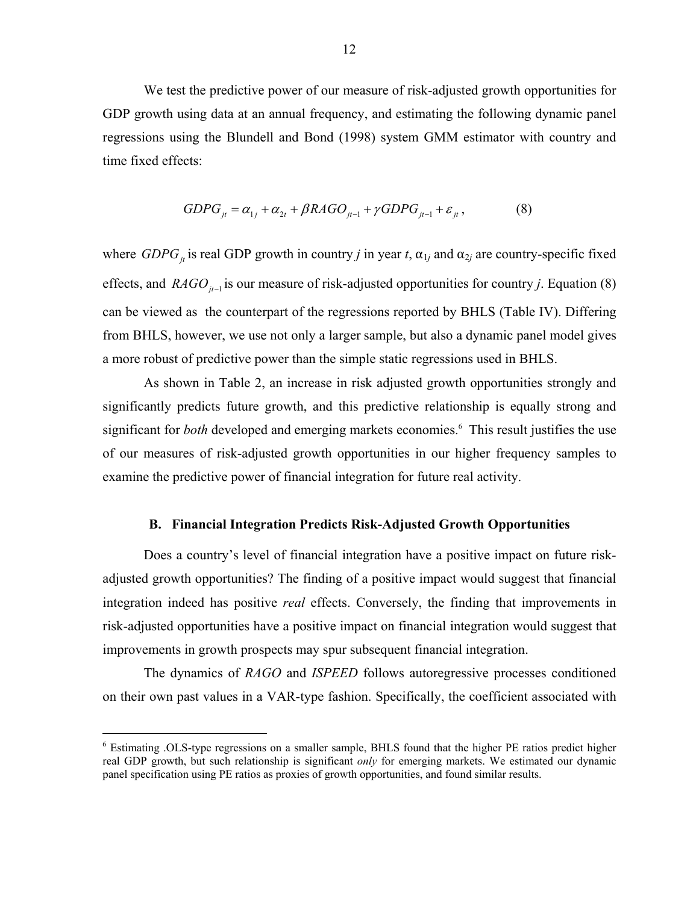We test the predictive power of our measure of risk-adjusted growth opportunities for GDP growth using data at an annual frequency, and estimating the following dynamic panel regressions using the Blundell and Bond (1998) system GMM estimator with country and time fixed effects:

$$GDPG_{jt} = \alpha_{1j} + \alpha_{2t} + \beta RAGO_{jt-1} + \gamma GDPG_{jt-1} + \varepsilon_{jt}, \qquad (8)$$

where $GDPG_{jt}$ is real GDP growth in country $j$ in year $t$, $\alpha_{1j}$ and $\alpha_{2j}$ are country-specific fixed effects, and $RAGO_{jt-1}$ is our measure of risk-adjusted opportunities for country $j$. Equation (8) can be viewed as the counterpart of the regressions reported by BHLS (Table IV). Differing from BHLS, however, we use not only a larger sample, but also a dynamic panel model gives a more robust of predictive power than the simple static regressions used in BHLS.

As shown in Table 2, an increase in risk adjusted growth opportunities strongly and significantly predicts future growth, and this predictive relationship is equally strong and significant for *both* developed and emerging markets economies.[6] This result justifies the use of our measures of risk-adjusted growth opportunities in our higher frequency samples to examine the predictive power of financial integration for future real activity.

## B. Financial Integration Predicts Risk-Adjusted Growth Opportunities

Does a country's level of financial integration have a positive impact on future risk-adjusted growth opportunities? The finding of a positive impact would suggest that financial integration indeed has positive *real* effects. Conversely, the finding that improvements in risk-adjusted opportunities have a positive impact on financial integration would suggest that improvements in growth prospects may spur subsequent financial integration.

The dynamics of *RAGO* and *ISPEED* follows autoregressive processes conditioned on their own past values in a VAR-type fashion. Specifically, the coefficient associated with

[6] Estimating .OLS-type regressions on a smaller sample, BHLS found that the higher PE ratios predict higher real GDP growth, but such relationship is significant *only* for emerging markets. We estimated our dynamic panel specification using PE ratios as proxies of growth opportunities, and found similar results.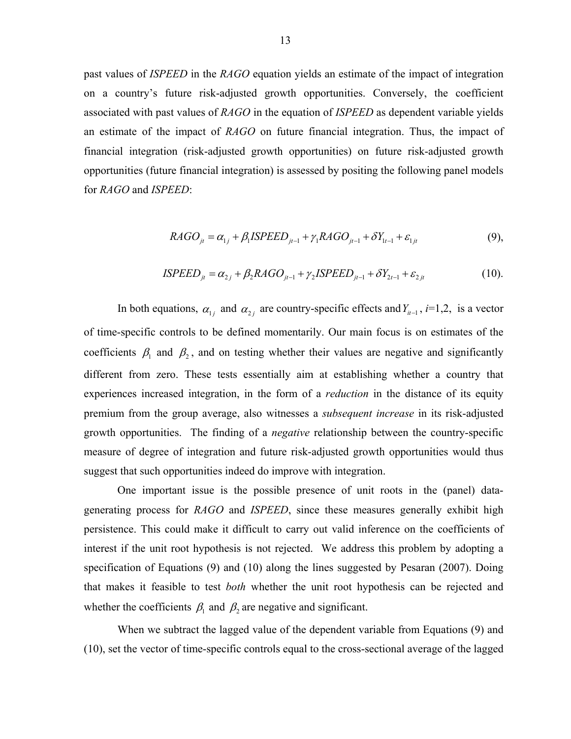past values of *ISPEED* in the *RAGO* equation yields an estimate of the impact of integration on a country's future risk-adjusted growth opportunities. Conversely, the coefficient associated with past values of *RAGO* in the equation of *ISPEED* as dependent variable yields an estimate of the impact of *RAGO* on future financial integration. Thus, the impact of financial integration (risk-adjusted growth opportunities) on future risk-adjusted growth opportunities (future financial integration) is assessed by positing the following panel models for *RAGO* and *ISPEED*:

$$RAGO_{jt} = \alpha_{1j} + \beta_1 ISPEED_{jt-1} + \gamma_1 RAGO_{jt-1} + \delta Y_{1t-1} + \varepsilon_{1jt} \qquad (9),$$

$$ISPEED_{jt} = \alpha_{2j} + \beta_2 RAGO_{jt-1} + \gamma_2 ISPEED_{jt-1} + \delta Y_{2t-1} + \varepsilon_{2jt} \qquad (10).$$

In both equations, $\alpha_{1j}$ and $\alpha_{2j}$ are country-specific effects and $Y_{it-1}$, $i$=1,2, is a vector of time-specific controls to be defined momentarily. Our main focus is on estimates of the coefficients $\beta_1$ and $\beta_2$, and on testing whether their values are negative and significantly different from zero. These tests essentially aim at establishing whether a country that experiences increased integration, in the form of a *reduction* in the distance of its equity premium from the group average, also witnesses a *subsequent increase* in its risk-adjusted growth opportunities. The finding of a *negative* relationship between the country-specific measure of degree of integration and future risk-adjusted growth opportunities would thus suggest that such opportunities indeed do improve with integration.

One important issue is the possible presence of unit roots in the (panel) data-generating process for *RAGO* and *ISPEED*, since these measures generally exhibit high persistence. This could make it difficult to carry out valid inference on the coefficients of interest if the unit root hypothesis is not rejected. We address this problem by adopting a specification of Equations (9) and (10) along the lines suggested by Pesaran (2007). Doing that makes it feasible to test *both* whether the unit root hypothesis can be rejected and whether the coefficients $\beta_1$ and $\beta_2$ are negative and significant.

When we subtract the lagged value of the dependent variable from Equations (9) and (10), set the vector of time-specific controls equal to the cross-sectional average of the lagged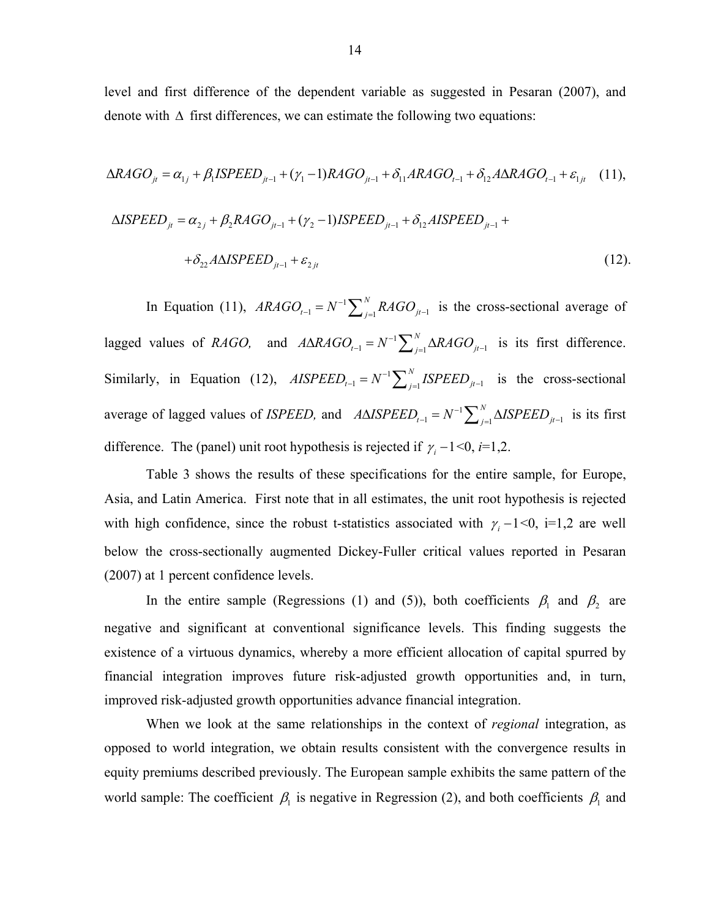level and first difference of the dependent variable as suggested in Pesaran (2007), and denote with $\Delta$ first differences, we can estimate the following two equations:

$$\Delta RAGO_{jt} = \alpha_{1j} + \beta_1 ISPEED_{jt-1} + (\gamma_1 - 1) RAGO_{jt-1} + \delta_{11} ARAGO_{t-1} + \delta_{12} A\Delta RAGO_{t-1} + \varepsilon_{1jt} \quad (11),$$

$$\Delta ISPEED_{jt} = \alpha_{2j} + \beta_2 RAGO_{jt-1} + (\gamma_2 - 1) ISPEED_{jt-1} + \delta_{12} AISPEED_{jt-1} +$$

$$+ \delta_{22} A\Delta ISPEED_{jt-1} + \varepsilon_{2jt} \quad (12).$$

In Equation (11), $ARAGO_{t-1} = N^{-1}\sum_{j=1}^{N} RAGO_{jt-1}$ is the cross-sectional average of lagged values of *RAGO,* and $A\Delta RAGO_{t-1} = N^{-1}\sum_{j=1}^{N} \Delta RAGO_{jt-1}$ is its first difference. Similarly, in Equation (12), $AISPEED_{t-1} = N^{-1}\sum_{j=1}^{N} ISPEED_{jt-1}$ is the cross-sectional average of lagged values of *ISPEED,* and $A\Delta ISPEED_{t-1} = N^{-1}\sum_{j=1}^{N} \Delta ISPEED_{jt-1}$ is its first difference. The (panel) unit root hypothesis is rejected if $\gamma_i - 1 < 0$, $i$=1,2.

Table 3 shows the results of these specifications for the entire sample, for Europe, Asia, and Latin America. First note that in all estimates, the unit root hypothesis is rejected with high confidence, since the robust t-statistics associated with $\gamma_i - 1 < 0$, i=1,2 are well below the cross-sectionally augmented Dickey-Fuller critical values reported in Pesaran (2007) at 1 percent confidence levels.

In the entire sample (Regressions (1) and (5)), both coefficients $\beta_1$ and $\beta_2$ are negative and significant at conventional significance levels. This finding suggests the existence of a virtuous dynamics, whereby a more efficient allocation of capital spurred by financial integration improves future risk-adjusted growth opportunities and, in turn, improved risk-adjusted growth opportunities advance financial integration.

When we look at the same relationships in the context of *regional* integration, as opposed to world integration, we obtain results consistent with the convergence results in equity premiums described previously. The European sample exhibits the same pattern of the world sample: The coefficient $\beta_1$ is negative in Regression (2), and both coefficients $\beta_1$ and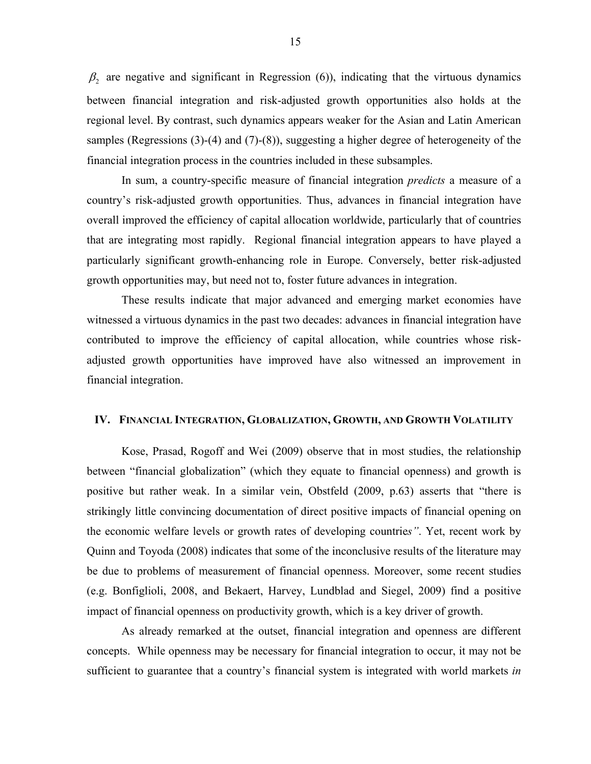$\beta_2$ are negative and significant in Regression (6)), indicating that the virtuous dynamics between financial integration and risk-adjusted growth opportunities also holds at the regional level. By contrast, such dynamics appears weaker for the Asian and Latin American samples (Regressions (3)-(4) and (7)-(8)), suggesting a higher degree of heterogeneity of the financial integration process in the countries included in these subsamples.

In sum, a country-specific measure of financial integration *predicts* a measure of a country's risk-adjusted growth opportunities. Thus, advances in financial integration have overall improved the efficiency of capital allocation worldwide, particularly that of countries that are integrating most rapidly. Regional financial integration appears to have played a particularly significant growth-enhancing role in Europe. Conversely, better risk-adjusted growth opportunities may, but need not to, foster future advances in integration.

These results indicate that major advanced and emerging market economies have witnessed a virtuous dynamics in the past two decades: advances in financial integration have contributed to improve the efficiency of capital allocation, while countries whose risk-adjusted growth opportunities have improved have also witnessed an improvement in financial integration.

## IV. Financial Integration, Globalization, Growth, and Growth Volatility

Kose, Prasad, Rogoff and Wei (2009) observe that in most studies, the relationship between "financial globalization" (which they equate to financial openness) and growth is positive but rather weak. In a similar vein, Obstfeld (2009, p.63) asserts that "there is strikingly little convincing documentation of direct positive impacts of financial opening on the economic welfare levels or growth rates of developing countries". Yet, recent work by Quinn and Toyoda (2008) indicates that some of the inconclusive results of the literature may be due to problems of measurement of financial openness. Moreover, some recent studies (e.g. Bonfiglioli, 2008, and Bekaert, Harvey, Lundblad and Siegel, 2009) find a positive impact of financial openness on productivity growth, which is a key driver of growth.

As already remarked at the outset, financial integration and openness are different concepts. While openness may be necessary for financial integration to occur, it may not be sufficient to guarantee that a country's financial system is integrated with world markets *in*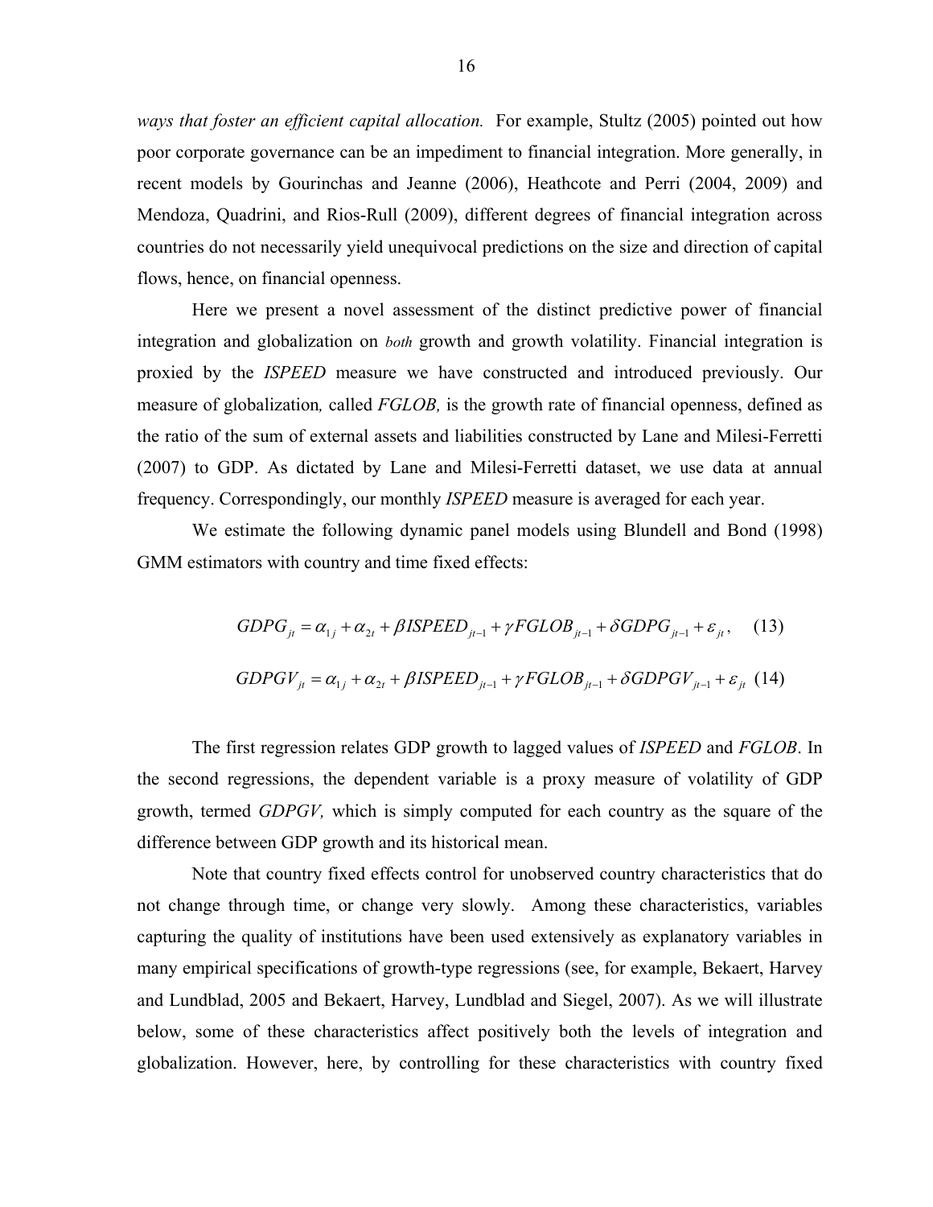*ways that foster an efficient capital allocation.* For example, Stultz (2005) pointed out how poor corporate governance can be an impediment to financial integration. More generally, in recent models by Gourinchas and Jeanne (2006), Heathcote and Perri (2004, 2009) and Mendoza, Quadrini, and Rios-Rull (2009), different degrees of financial integration across countries do not necessarily yield unequivocal predictions on the size and direction of capital flows, hence, on financial openness.

Here we present a novel assessment of the distinct predictive power of financial integration and globalization on *both* growth and growth volatility. Financial integration is proxied by the *ISPEED* measure we have constructed and introduced previously. Our measure of globalization*,* called *FGLOB,* is the growth rate of financial openness, defined as the ratio of the sum of external assets and liabilities constructed by Lane and Milesi-Ferretti (2007) to GDP. As dictated by Lane and Milesi-Ferretti dataset, we use data at annual frequency. Correspondingly, our monthly *ISPEED* measure is averaged for each year.

We estimate the following dynamic panel models using Blundell and Bond (1998) GMM estimators with country and time fixed effects:

$$GDPG_{jt} = \alpha_{1j} + \alpha_{2t} + \beta ISPEED_{jt-1} + \gamma FGLOB_{jt-1} + \delta GDPG_{jt-1} + \varepsilon_{jt}, \quad (13)$$

$$GDPGV_{jt} = \alpha_{1j} + \alpha_{2t} + \beta ISPEED_{jt-1} + \gamma FGLOB_{jt-1} + \delta GDPGV_{jt-1} + \varepsilon_{jt} \quad (14)$$

The first regression relates GDP growth to lagged values of *ISPEED* and *FGLOB*. In the second regressions, the dependent variable is a proxy measure of volatility of GDP growth, termed *GDPGV,* which is simply computed for each country as the square of the difference between GDP growth and its historical mean.

Note that country fixed effects control for unobserved country characteristics that do not change through time, or change very slowly. Among these characteristics, variables capturing the quality of institutions have been used extensively as explanatory variables in many empirical specifications of growth-type regressions (see, for example, Bekaert, Harvey and Lundblad, 2005 and Bekaert, Harvey, Lundblad and Siegel, 2007). As we will illustrate below, some of these characteristics affect positively both the levels of integration and globalization. However, here, by controlling for these characteristics with country fixed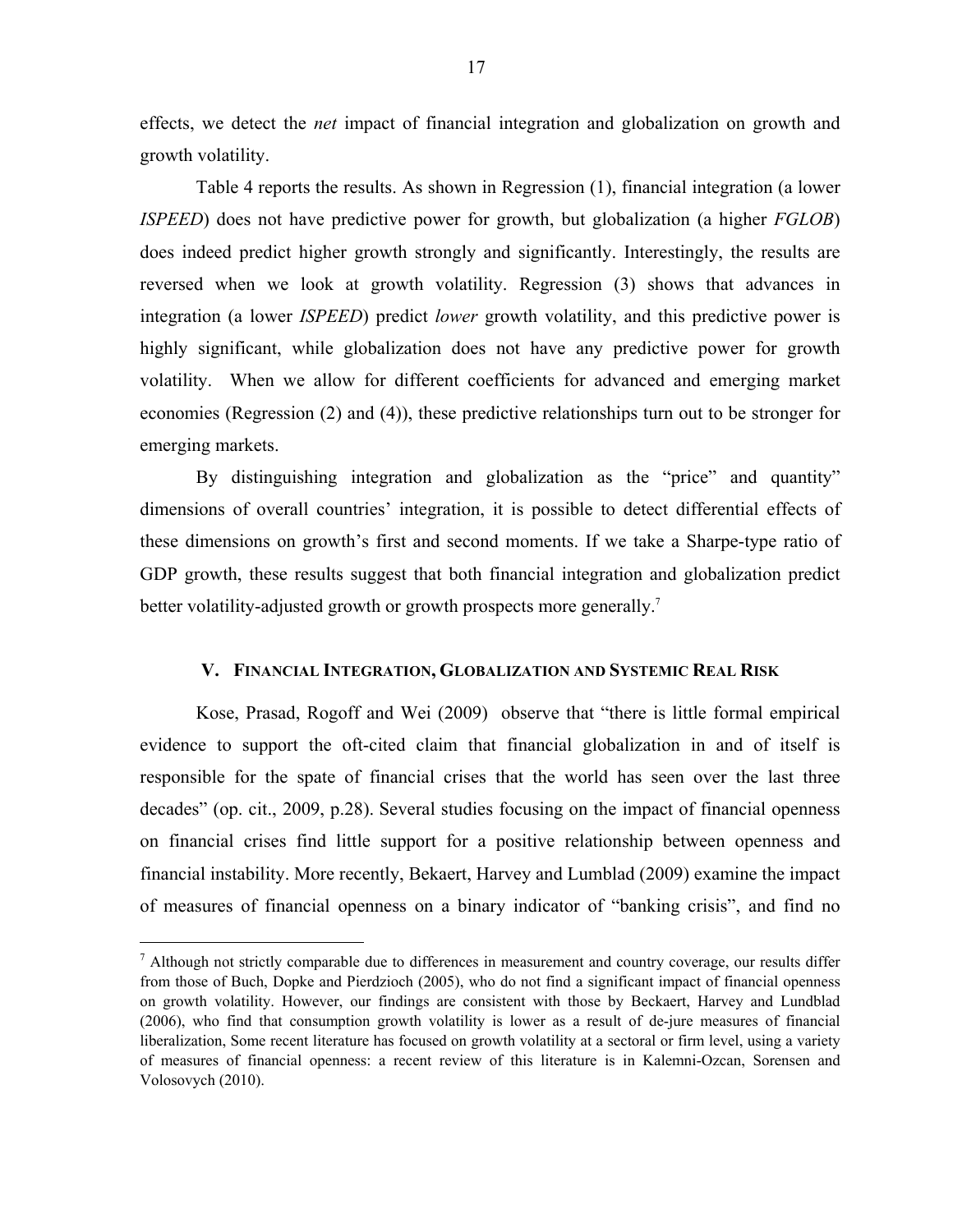effects, we detect the *net* impact of financial integration and globalization on growth and growth volatility.

Table 4 reports the results. As shown in Regression (1), financial integration (a lower *ISPEED*) does not have predictive power for growth, but globalization (a higher *FGLOB*) does indeed predict higher growth strongly and significantly. Interestingly, the results are reversed when we look at growth volatility. Regression (3) shows that advances in integration (a lower *ISPEED*) predict *lower* growth volatility, and this predictive power is highly significant, while globalization does not have any predictive power for growth volatility. When we allow for different coefficients for advanced and emerging market economies (Regression (2) and (4)), these predictive relationships turn out to be stronger for emerging markets.

By distinguishing integration and globalization as the "price" and quantity" dimensions of overall countries' integration, it is possible to detect differential effects of these dimensions on growth's first and second moments. If we take a Sharpe-type ratio of GDP growth, these results suggest that both financial integration and globalization predict better volatility-adjusted growth or growth prospects more generally.[7]

## V. Financial Integration, Globalization and Systemic Real Risk

Kose, Prasad, Rogoff and Wei (2009) observe that "there is little formal empirical evidence to support the oft-cited claim that financial globalization in and of itself is responsible for the spate of financial crises that the world has seen over the last three decades" (op. cit., 2009, p.28). Several studies focusing on the impact of financial openness on financial crises find little support for a positive relationship between openness and financial instability. More recently, Bekaert, Harvey and Lumblad (2009) examine the impact of measures of financial openness on a binary indicator of "banking crisis", and find no

---

[7] Although not strictly comparable due to differences in measurement and country coverage, our results differ from those of Buch, Dopke and Pierdzioch (2005), who do not find a significant impact of financial openness on growth volatility. However, our findings are consistent with those by Beckaert, Harvey and Lundblad (2006), who find that consumption growth volatility is lower as a result of de-jure measures of financial liberalization, Some recent literature has focused on growth volatility at a sectoral or firm level, using a variety of measures of financial openness: a recent review of this literature is in Kalemni-Ozcan, Sorensen and Volosovych (2010).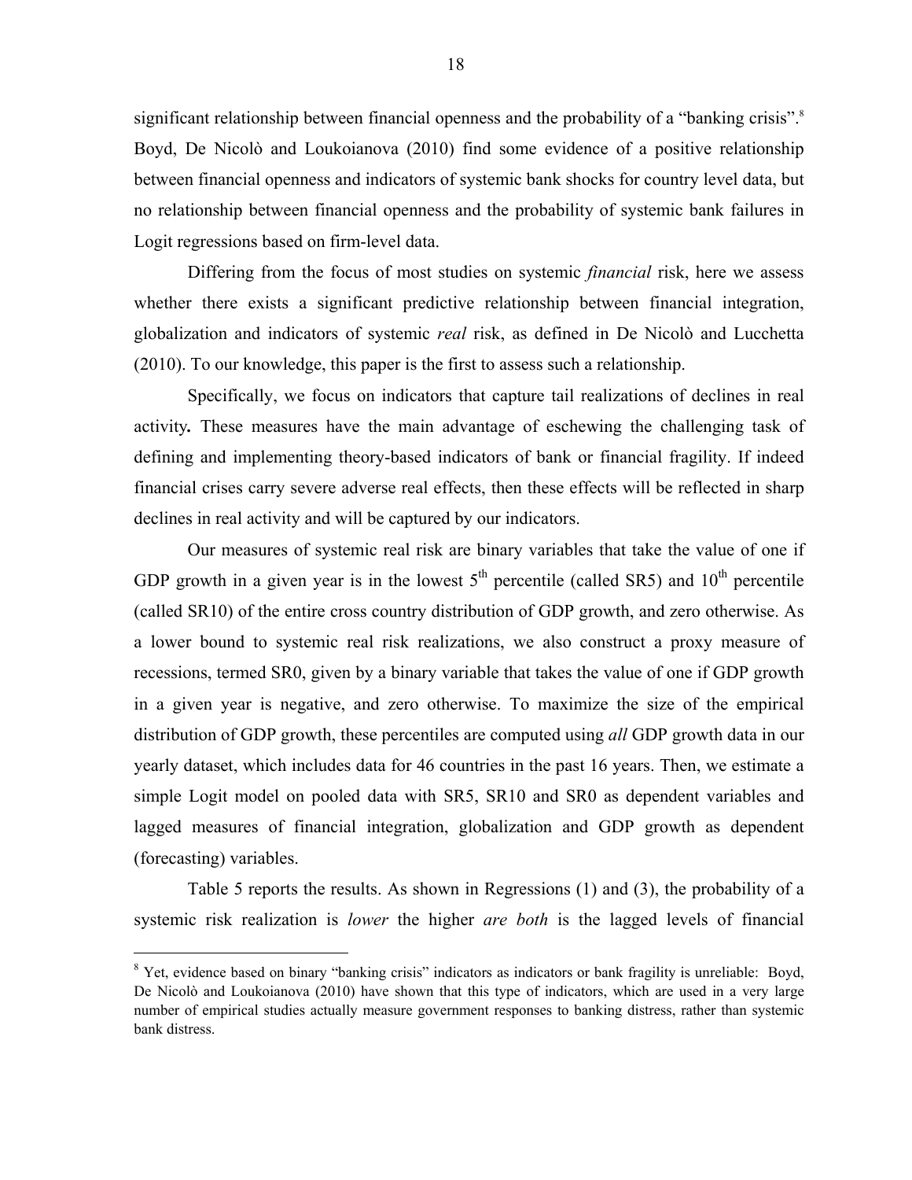significant relationship between financial openness and the probability of a "banking crisis".[8] Boyd, De Nicolò and Loukoianova (2010) find some evidence of a positive relationship between financial openness and indicators of systemic bank shocks for country level data, but no relationship between financial openness and the probability of systemic bank failures in Logit regressions based on firm-level data.

Differing from the focus of most studies on systemic *financial* risk, here we assess whether there exists a significant predictive relationship between financial integration, globalization and indicators of systemic *real* risk, as defined in De Nicolò and Lucchetta (2010). To our knowledge, this paper is the first to assess such a relationship.

Specifically, we focus on indicators that capture tail realizations of declines in real activity**.** These measures have the main advantage of eschewing the challenging task of defining and implementing theory-based indicators of bank or financial fragility. If indeed financial crises carry severe adverse real effects, then these effects will be reflected in sharp declines in real activity and will be captured by our indicators.

Our measures of systemic real risk are binary variables that take the value of one if GDP growth in a given year is in the lowest $5^{th}$ percentile (called SR5) and $10^{th}$ percentile (called SR10) of the entire cross country distribution of GDP growth, and zero otherwise. As a lower bound to systemic real risk realizations, we also construct a proxy measure of recessions, termed SR0, given by a binary variable that takes the value of one if GDP growth in a given year is negative, and zero otherwise. To maximize the size of the empirical distribution of GDP growth, these percentiles are computed using *all* GDP growth data in our yearly dataset, which includes data for 46 countries in the past 16 years. Then, we estimate a simple Logit model on pooled data with SR5, SR10 and SR0 as dependent variables and lagged measures of financial integration, globalization and GDP growth as dependent (forecasting) variables.

Table 5 reports the results. As shown in Regressions (1) and (3), the probability of a systemic risk realization is *lower* the higher *are both* is the lagged levels of financial

[8] Yet, evidence based on binary "banking crisis" indicators as indicators or bank fragility is unreliable: Boyd, De Nicolò and Loukoianova (2010) have shown that this type of indicators, which are used in a very large number of empirical studies actually measure government responses to banking distress, rather than systemic bank distress.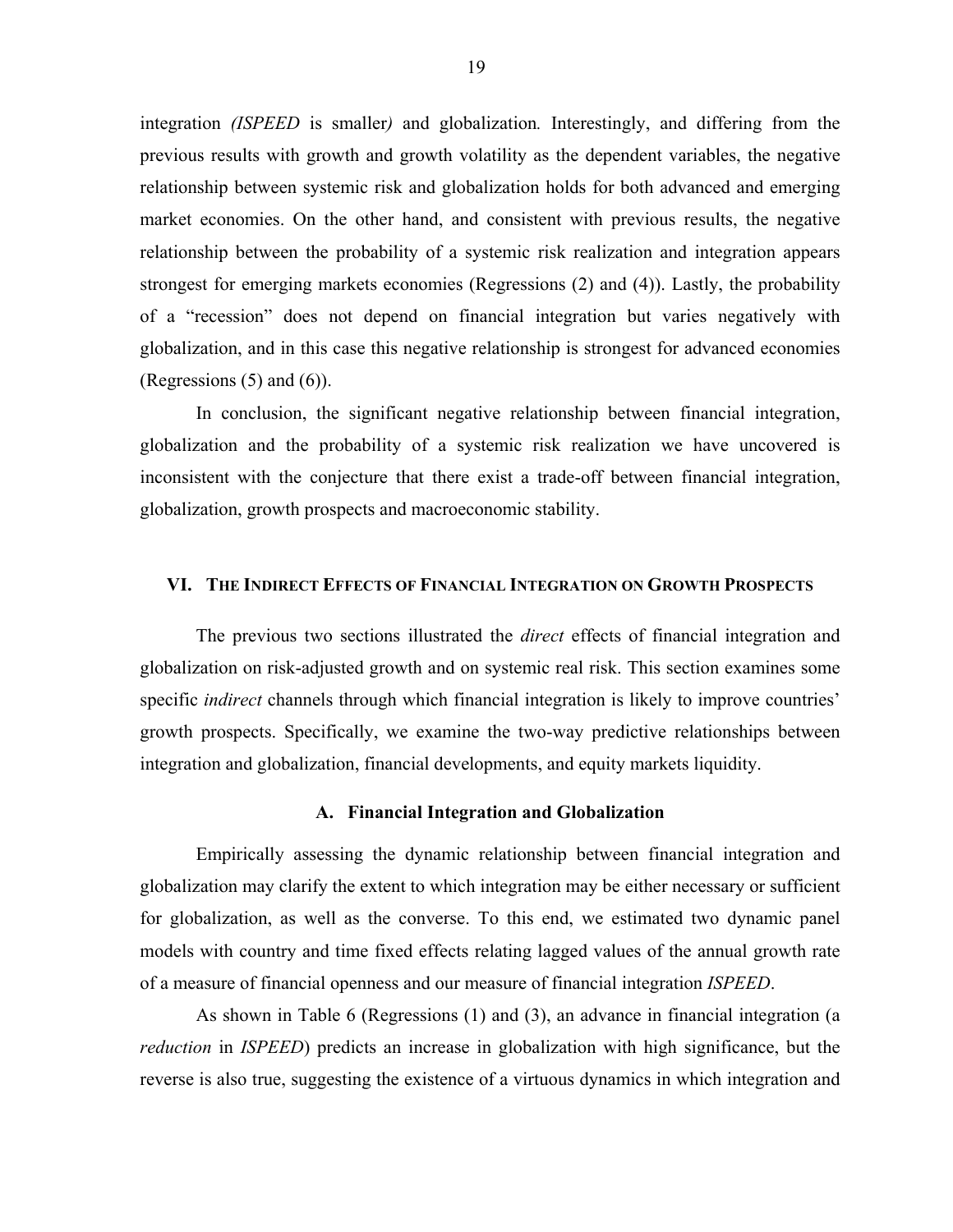integration *(ISPEED* is smaller*)* and globalization*.* Interestingly, and differing from the previous results with growth and growth volatility as the dependent variables, the negative relationship between systemic risk and globalization holds for both advanced and emerging market economies. On the other hand, and consistent with previous results, the negative relationship between the probability of a systemic risk realization and integration appears strongest for emerging markets economies (Regressions (2) and (4)). Lastly, the probability of a "recession" does not depend on financial integration but varies negatively with globalization, and in this case this negative relationship is strongest for advanced economies (Regressions (5) and (6)).

In conclusion, the significant negative relationship between financial integration, globalization and the probability of a systemic risk realization we have uncovered is inconsistent with the conjecture that there exist a trade-off between financial integration, globalization, growth prospects and macroeconomic stability.

## VI. The Indirect Effects of Financial Integration on Growth Prospects

The previous two sections illustrated the *direct* effects of financial integration and globalization on risk-adjusted growth and on systemic real risk. This section examines some specific *indirect* channels through which financial integration is likely to improve countries' growth prospects. Specifically, we examine the two-way predictive relationships between integration and globalization, financial developments, and equity markets liquidity.

### A. Financial Integration and Globalization

Empirically assessing the dynamic relationship between financial integration and globalization may clarify the extent to which integration may be either necessary or sufficient for globalization, as well as the converse. To this end, we estimated two dynamic panel models with country and time fixed effects relating lagged values of the annual growth rate of a measure of financial openness and our measure of financial integration *ISPEED*.

As shown in Table 6 (Regressions (1) and (3), an advance in financial integration (a *reduction* in *ISPEED*) predicts an increase in globalization with high significance, but the reverse is also true, suggesting the existence of a virtuous dynamics in which integration and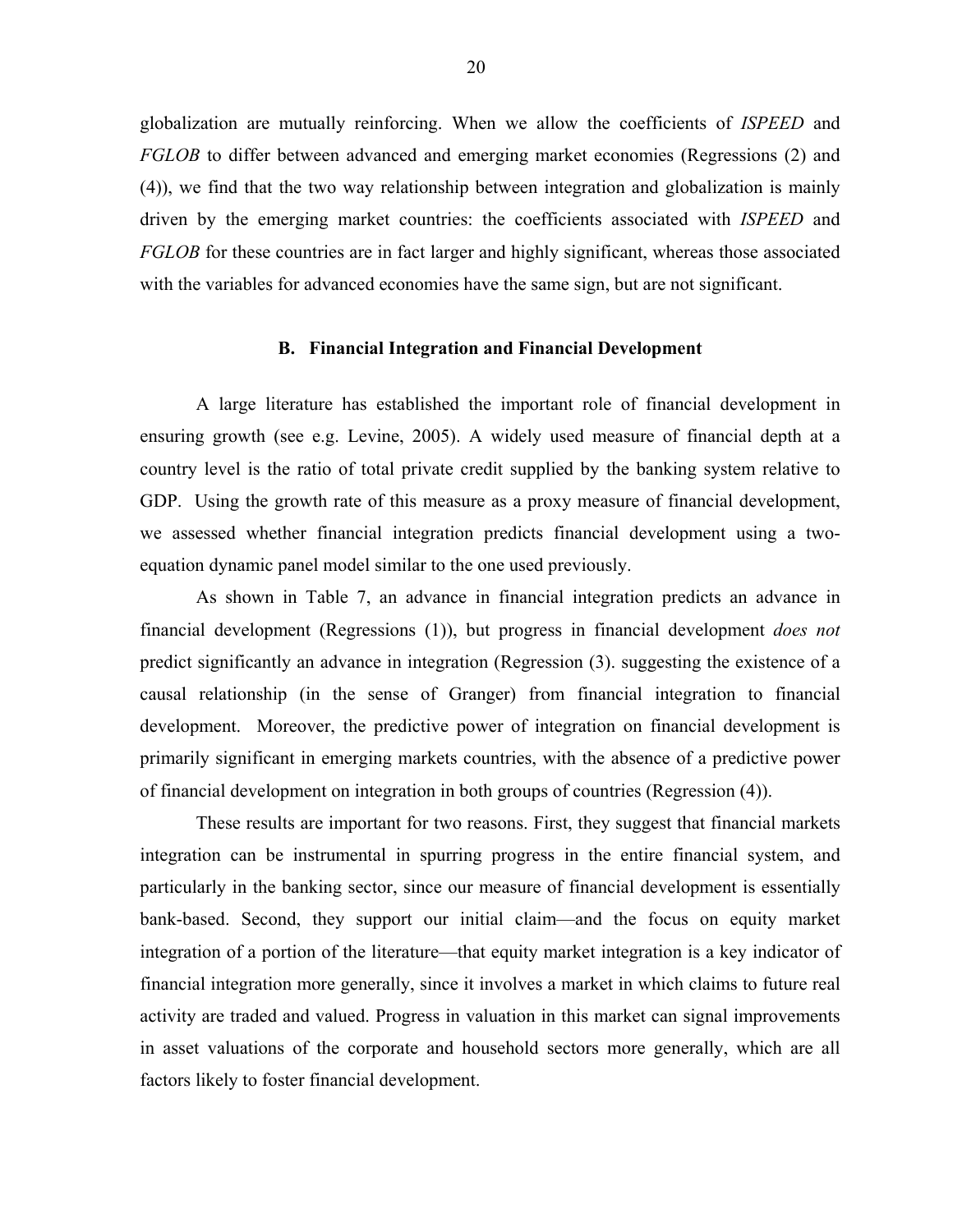globalization are mutually reinforcing. When we allow the coefficients of *ISPEED* and *FGLOB* to differ between advanced and emerging market economies (Regressions (2) and (4)), we find that the two way relationship between integration and globalization is mainly driven by the emerging market countries: the coefficients associated with *ISPEED* and *FGLOB* for these countries are in fact larger and highly significant, whereas those associated with the variables for advanced economies have the same sign, but are not significant.

### B. Financial Integration and Financial Development

A large literature has established the important role of financial development in ensuring growth (see e.g. Levine, 2005). A widely used measure of financial depth at a country level is the ratio of total private credit supplied by the banking system relative to GDP. Using the growth rate of this measure as a proxy measure of financial development, we assessed whether financial integration predicts financial development using a two-equation dynamic panel model similar to the one used previously.

As shown in Table 7, an advance in financial integration predicts an advance in financial development (Regressions (1)), but progress in financial development *does not* predict significantly an advance in integration (Regression (3). suggesting the existence of a causal relationship (in the sense of Granger) from financial integration to financial development. Moreover, the predictive power of integration on financial development is primarily significant in emerging markets countries, with the absence of a predictive power of financial development on integration in both groups of countries (Regression (4)).

These results are important for two reasons. First, they suggest that financial markets integration can be instrumental in spurring progress in the entire financial system, and particularly in the banking sector, since our measure of financial development is essentially bank-based. Second, they support our initial claim—and the focus on equity market integration of a portion of the literature—that equity market integration is a key indicator of financial integration more generally, since it involves a market in which claims to future real activity are traded and valued. Progress in valuation in this market can signal improvements in asset valuations of the corporate and household sectors more generally, which are all factors likely to foster financial development.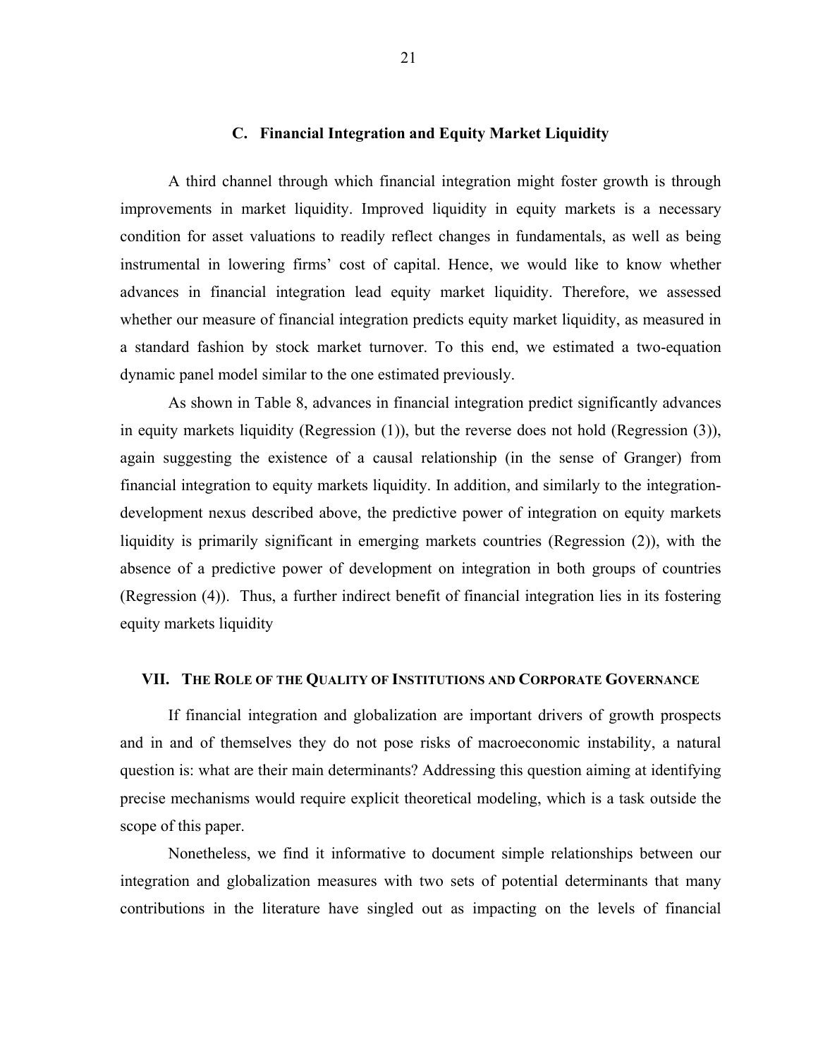### C. Financial Integration and Equity Market Liquidity

A third channel through which financial integration might foster growth is through improvements in market liquidity. Improved liquidity in equity markets is a necessary condition for asset valuations to readily reflect changes in fundamentals, as well as being instrumental in lowering firms' cost of capital. Hence, we would like to know whether advances in financial integration lead equity market liquidity. Therefore, we assessed whether our measure of financial integration predicts equity market liquidity, as measured in a standard fashion by stock market turnover. To this end, we estimated a two-equation dynamic panel model similar to the one estimated previously.

As shown in Table 8, advances in financial integration predict significantly advances in equity markets liquidity (Regression (1)), but the reverse does not hold (Regression (3)), again suggesting the existence of a causal relationship (in the sense of Granger) from financial integration to equity markets liquidity. In addition, and similarly to the integration-development nexus described above, the predictive power of integration on equity markets liquidity is primarily significant in emerging markets countries (Regression (2)), with the absence of a predictive power of development on integration in both groups of countries (Regression (4)). Thus, a further indirect benefit of financial integration lies in its fostering equity markets liquidity

## VII. The Role of the Quality of Institutions and Corporate Governance

If financial integration and globalization are important drivers of growth prospects and in and of themselves they do not pose risks of macroeconomic instability, a natural question is: what are their main determinants? Addressing this question aiming at identifying precise mechanisms would require explicit theoretical modeling, which is a task outside the scope of this paper.

Nonetheless, we find it informative to document simple relationships between our integration and globalization measures with two sets of potential determinants that many contributions in the literature have singled out as impacting on the levels of financial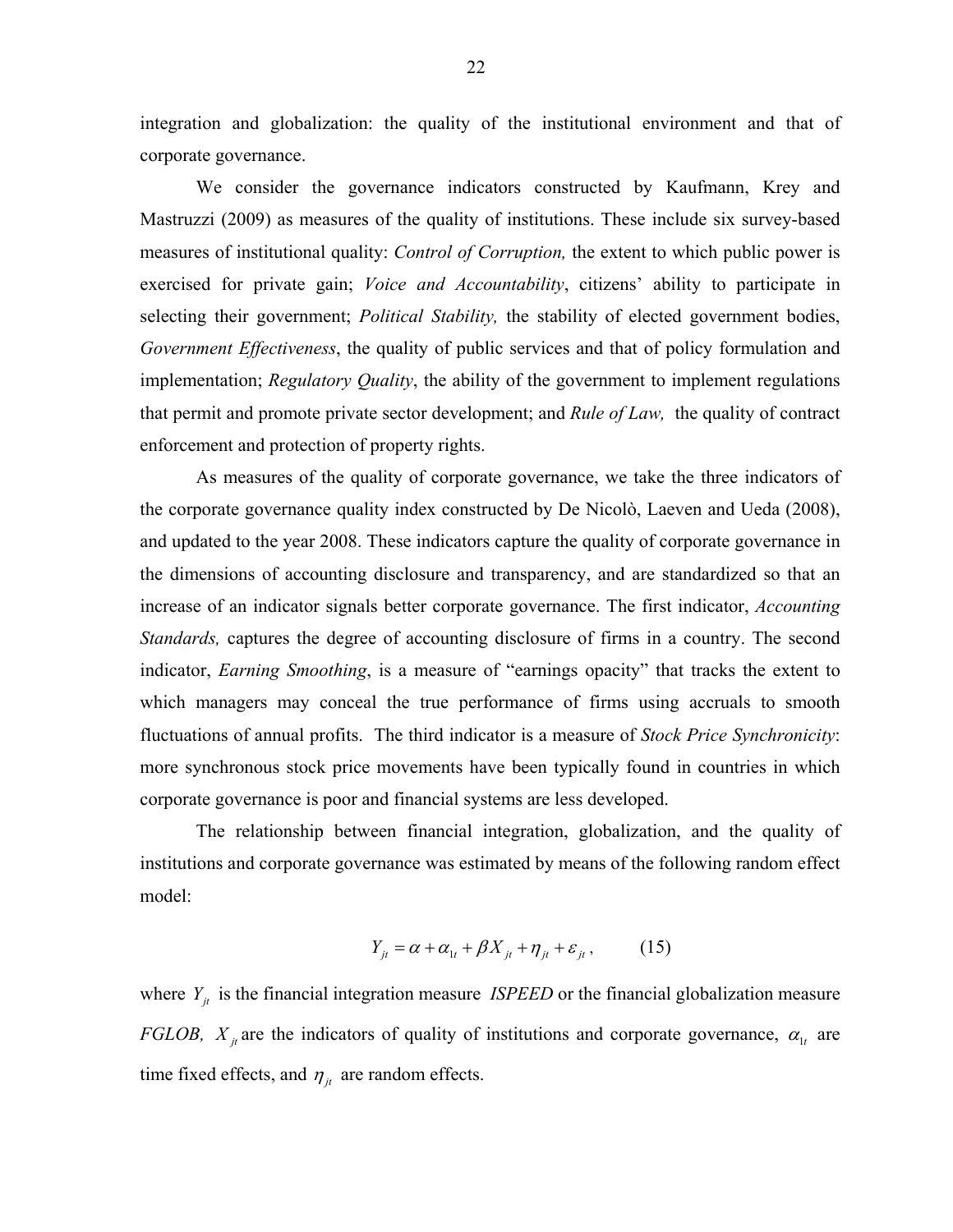integration and globalization: the quality of the institutional environment and that of corporate governance.

We consider the governance indicators constructed by Kaufmann, Krey and Mastruzzi (2009) as measures of the quality of institutions. These include six survey-based measures of institutional quality: *Control of Corruption,* the extent to which public power is exercised for private gain; *Voice and Accountability*, citizens' ability to participate in selecting their government; *Political Stability,* the stability of elected government bodies, *Government Effectiveness*, the quality of public services and that of policy formulation and implementation; *Regulatory Quality*, the ability of the government to implement regulations that permit and promote private sector development; and *Rule of Law,* the quality of contract enforcement and protection of property rights.

As measures of the quality of corporate governance, we take the three indicators of the corporate governance quality index constructed by De Nicolò, Laeven and Ueda (2008), and updated to the year 2008. These indicators capture the quality of corporate governance in the dimensions of accounting disclosure and transparency, and are standardized so that an increase of an indicator signals better corporate governance. The first indicator, *Accounting Standards,* captures the degree of accounting disclosure of firms in a country. The second indicator, *Earning Smoothing*, is a measure of "earnings opacity" that tracks the extent to which managers may conceal the true performance of firms using accruals to smooth fluctuations of annual profits. The third indicator is a measure of *Stock Price Synchronicity*: more synchronous stock price movements have been typically found in countries in which corporate governance is poor and financial systems are less developed.

The relationship between financial integration, globalization, and the quality of institutions and corporate governance was estimated by means of the following random effect model:

$$Y_{jt} = \alpha + \alpha_{1t} + \beta X_{jt} + \eta_{jt} + \varepsilon_{jt}, \qquad (15)$$

where $Y_{jt}$ is the financial integration measure *ISPEED* or the financial globalization measure *FGLOB,* $X_{jt}$ are the indicators of quality of institutions and corporate governance, $\alpha_{1t}$ are time fixed effects, and $\eta_{jt}$ are random effects.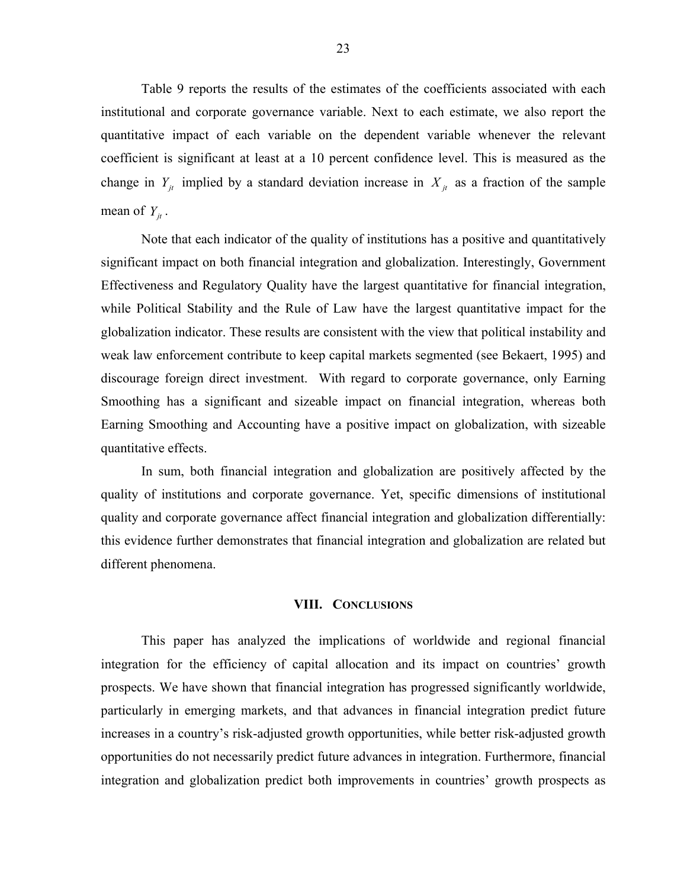Table 9 reports the results of the estimates of the coefficients associated with each institutional and corporate governance variable. Next to each estimate, we also report the quantitative impact of each variable on the dependent variable whenever the relevant coefficient is significant at least at a 10 percent confidence level. This is measured as the change in $Y_{jt}$ implied by a standard deviation increase in $X_{jt}$ as a fraction of the sample mean of $Y_{jt}$.

Note that each indicator of the quality of institutions has a positive and quantitatively significant impact on both financial integration and globalization. Interestingly, Government Effectiveness and Regulatory Quality have the largest quantitative for financial integration, while Political Stability and the Rule of Law have the largest quantitative impact for the globalization indicator. These results are consistent with the view that political instability and weak law enforcement contribute to keep capital markets segmented (see Bekaert, 1995) and discourage foreign direct investment. With regard to corporate governance, only Earning Smoothing has a significant and sizeable impact on financial integration, whereas both Earning Smoothing and Accounting have a positive impact on globalization, with sizeable quantitative effects.

In sum, both financial integration and globalization are positively affected by the quality of institutions and corporate governance. Yet, specific dimensions of institutional quality and corporate governance affect financial integration and globalization differentially: this evidence further demonstrates that financial integration and globalization are related but different phenomena.

## VIII. Conclusions

This paper has analyzed the implications of worldwide and regional financial integration for the efficiency of capital allocation and its impact on countries' growth prospects. We have shown that financial integration has progressed significantly worldwide, particularly in emerging markets, and that advances in financial integration predict future increases in a country's risk-adjusted growth opportunities, while better risk-adjusted growth opportunities do not necessarily predict future advances in integration. Furthermore, financial integration and globalization predict both improvements in countries' growth prospects as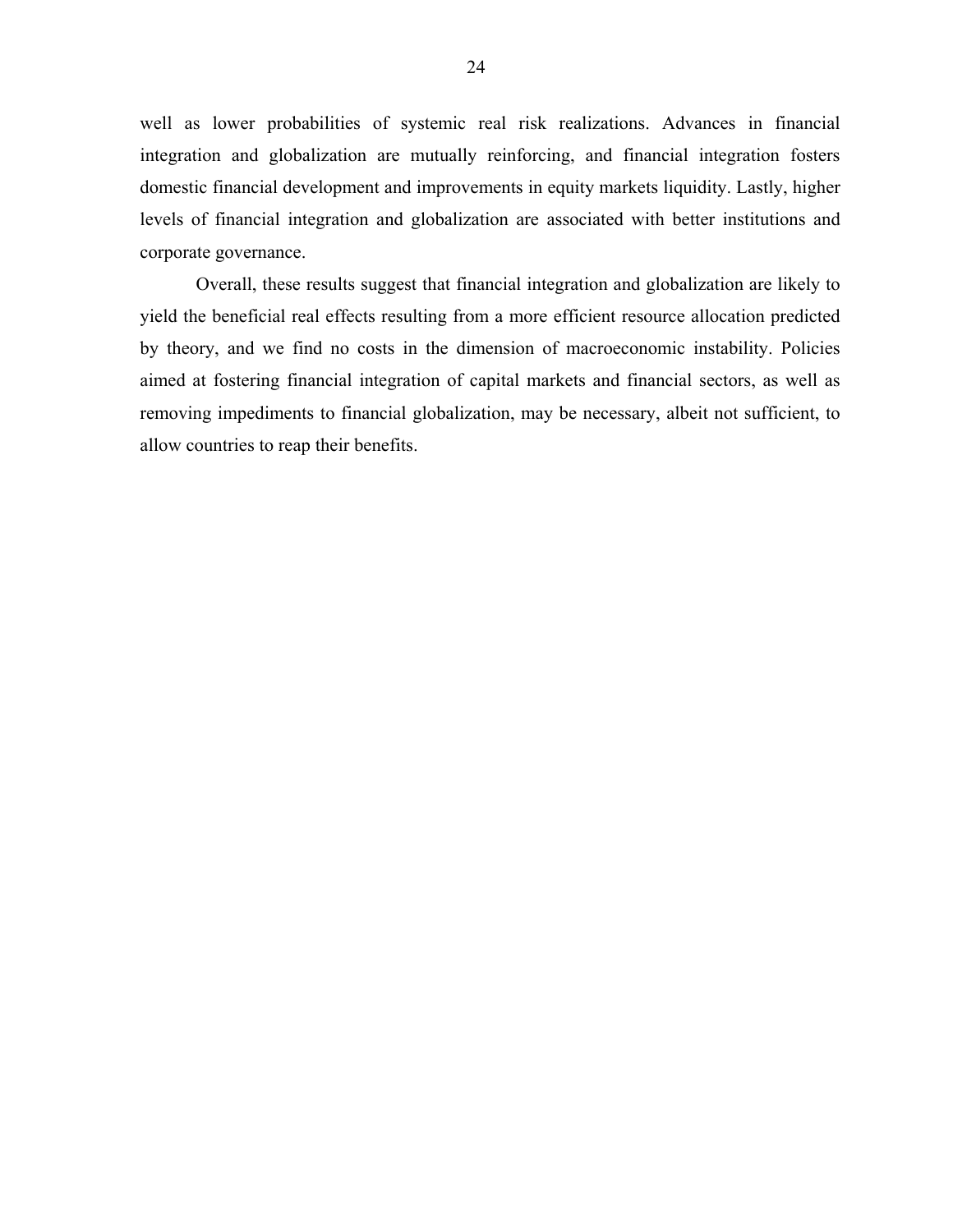well as lower probabilities of systemic real risk realizations. Advances in financial integration and globalization are mutually reinforcing, and financial integration fosters domestic financial development and improvements in equity markets liquidity. Lastly, higher levels of financial integration and globalization are associated with better institutions and corporate governance.

Overall, these results suggest that financial integration and globalization are likely to yield the beneficial real effects resulting from a more efficient resource allocation predicted by theory, and we find no costs in the dimension of macroeconomic instability. Policies aimed at fostering financial integration of capital markets and financial sectors, as well as removing impediments to financial globalization, may be necessary, albeit not sufficient, to allow countries to reap their benefits.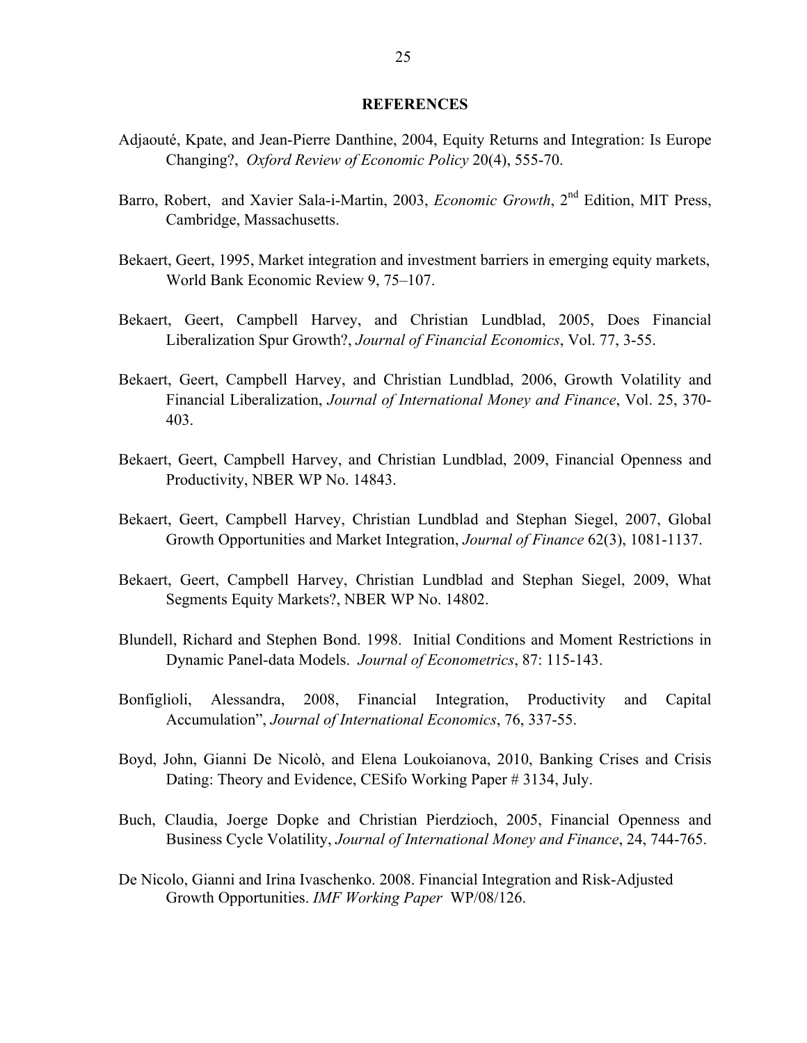## REFERENCES

Adjaouté, Kpate, and Jean-Pierre Danthine, 2004, Equity Returns and Integration: Is Europe Changing?, *Oxford Review of Economic Policy* 20(4), 555-70.

Barro, Robert, and Xavier Sala-i-Martin, 2003, *Economic Growth*, 2nd Edition, MIT Press, Cambridge, Massachusetts.

Bekaert, Geert, 1995, Market integration and investment barriers in emerging equity markets, World Bank Economic Review 9, 75–107.

Bekaert, Geert, Campbell Harvey, and Christian Lundblad, 2005, Does Financial Liberalization Spur Growth?, *Journal of Financial Economics*, Vol. 77, 3-55.

Bekaert, Geert, Campbell Harvey, and Christian Lundblad, 2006, Growth Volatility and Financial Liberalization, *Journal of International Money and Finance*, Vol. 25, 370-403.

Bekaert, Geert, Campbell Harvey, and Christian Lundblad, 2009, Financial Openness and Productivity, NBER WP No. 14843.

Bekaert, Geert, Campbell Harvey, Christian Lundblad and Stephan Siegel, 2007, Global Growth Opportunities and Market Integration, *Journal of Finance* 62(3), 1081-1137.

Bekaert, Geert, Campbell Harvey, Christian Lundblad and Stephan Siegel, 2009, What Segments Equity Markets?, NBER WP No. 14802.

Blundell, Richard and Stephen Bond. 1998. Initial Conditions and Moment Restrictions in Dynamic Panel-data Models. *Journal of Econometrics*, 87: 115-143.

Bonfiglioli, Alessandra, 2008, Financial Integration, Productivity and Capital Accumulation", *Journal of International Economics*, 76, 337-55.

Boyd, John, Gianni De Nicolò, and Elena Loukoianova, 2010, Banking Crises and Crisis Dating: Theory and Evidence, CESifo Working Paper # 3134, July.

Buch, Claudia, Joerge Dopke and Christian Pierdzioch, 2005, Financial Openness and Business Cycle Volatility, *Journal of International Money and Finance*, 24, 744-765.

De Nicolo, Gianni and Irina Ivaschenko. 2008. Financial Integration and Risk-Adjusted Growth Opportunities. *IMF Working Paper* WP/08/126.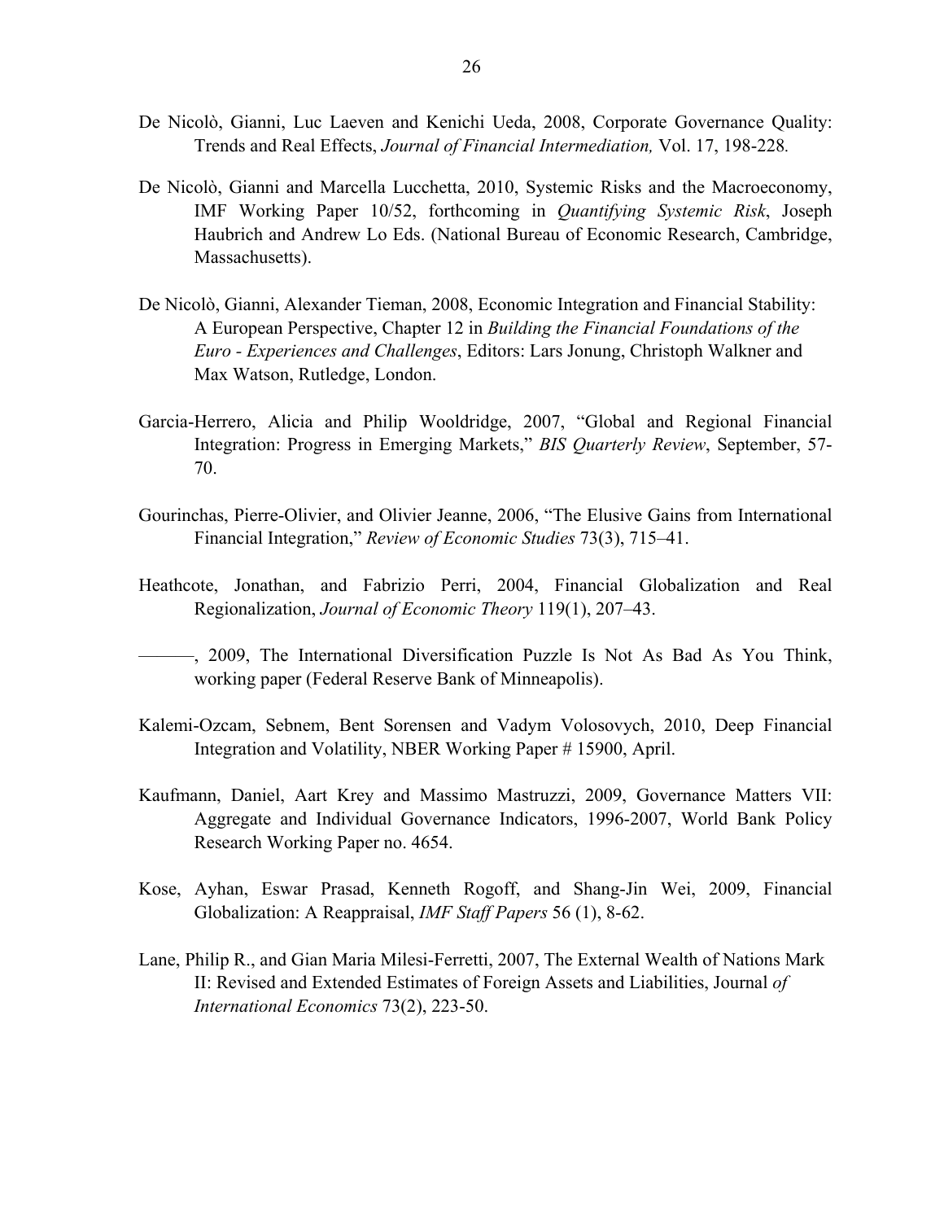De Nicolò, Gianni, Luc Laeven and Kenichi Ueda, 2008, Corporate Governance Quality: Trends and Real Effects, *Journal of Financial Intermediation,* Vol. 17, 198-228.

De Nicolò, Gianni and Marcella Lucchetta, 2010, Systemic Risks and the Macroeconomy, IMF Working Paper 10/52, forthcoming in *Quantifying Systemic Risk*, Joseph Haubrich and Andrew Lo Eds. (National Bureau of Economic Research, Cambridge, Massachusetts).

De Nicolò, Gianni, Alexander Tieman, 2008, Economic Integration and Financial Stability: A European Perspective, Chapter 12 in *Building the Financial Foundations of the Euro - Experiences and Challenges*, Editors: Lars Jonung, Christoph Walkner and Max Watson, Rutledge, London.

Garcia-Herrero, Alicia and Philip Wooldridge, 2007, "Global and Regional Financial Integration: Progress in Emerging Markets," *BIS Quarterly Review*, September, 57-70.

Gourinchas, Pierre-Olivier, and Olivier Jeanne, 2006, "The Elusive Gains from International Financial Integration," *Review of Economic Studies* 73(3), 715–41.

Heathcote, Jonathan, and Fabrizio Perri, 2004, Financial Globalization and Real Regionalization, *Journal of Economic Theory* 119(1), 207–43.

———, 2009, The International Diversification Puzzle Is Not As Bad As You Think, working paper (Federal Reserve Bank of Minneapolis).

Kalemi-Ozcam, Sebnem, Bent Sorensen and Vadym Volosovych, 2010, Deep Financial Integration and Volatility, NBER Working Paper # 15900, April.

Kaufmann, Daniel, Aart Krey and Massimo Mastruzzi, 2009, Governance Matters VII: Aggregate and Individual Governance Indicators, 1996-2007, World Bank Policy Research Working Paper no. 4654.

Kose, Ayhan, Eswar Prasad, Kenneth Rogoff, and Shang-Jin Wei, 2009, Financial Globalization: A Reappraisal, *IMF Staff Papers* 56 (1), 8-62.

Lane, Philip R., and Gian Maria Milesi-Ferretti, 2007, The External Wealth of Nations Mark II: Revised and Extended Estimates of Foreign Assets and Liabilities, Journal *of International Economics* 73(2), 223-50.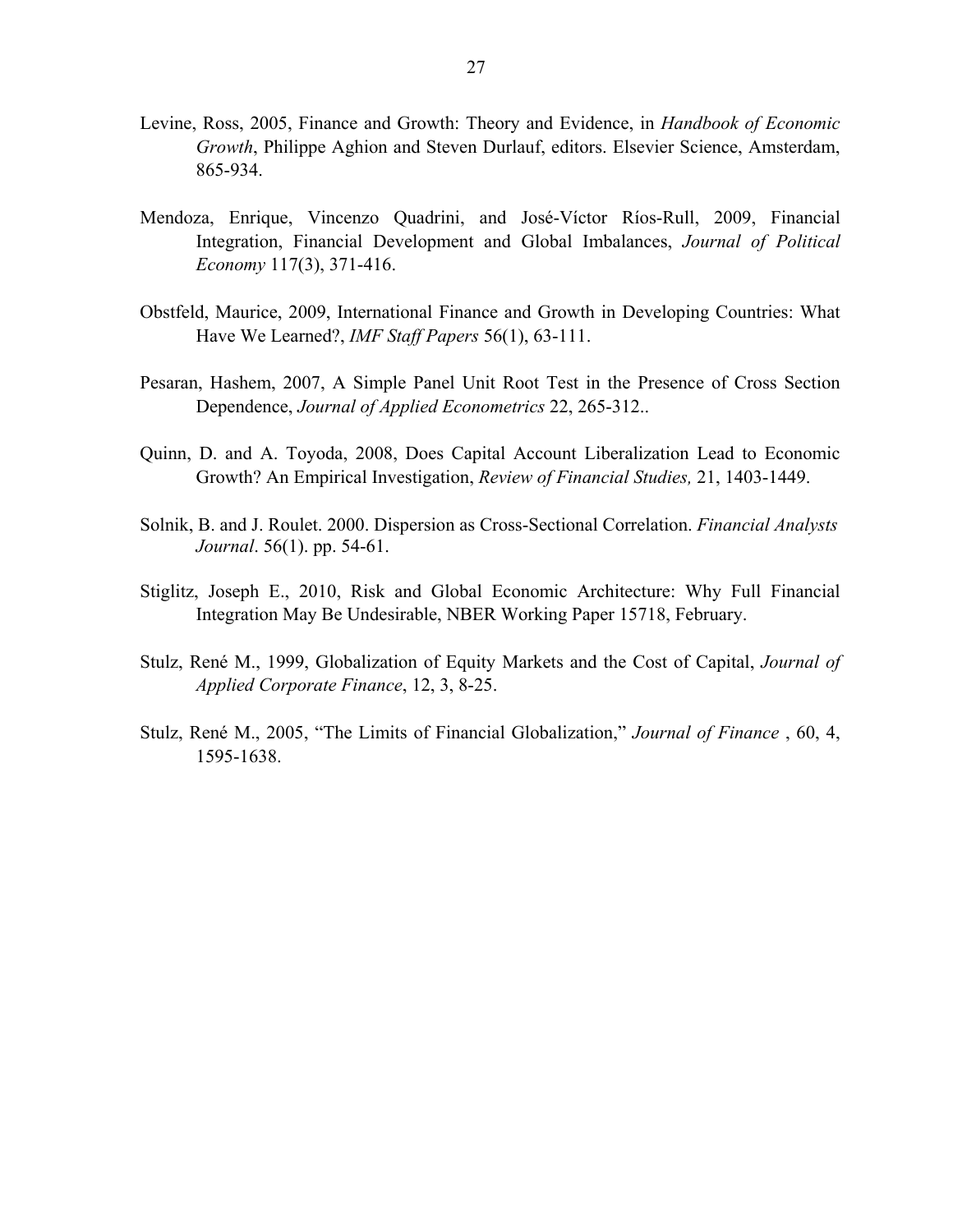Levine, Ross, 2005, Finance and Growth: Theory and Evidence, in *Handbook of Economic Growth*, Philippe Aghion and Steven Durlauf, editors. Elsevier Science, Amsterdam, 865-934.

Mendoza, Enrique, Vincenzo Quadrini, and José-Víctor Ríos-Rull, 2009, Financial Integration, Financial Development and Global Imbalances, *Journal of Political Economy* 117(3), 371-416.

Obstfeld, Maurice, 2009, International Finance and Growth in Developing Countries: What Have We Learned?, *IMF Staff Papers* 56(1), 63-111.

Pesaran, Hashem, 2007, A Simple Panel Unit Root Test in the Presence of Cross Section Dependence, *Journal of Applied Econometrics* 22, 265-312..

Quinn, D. and A. Toyoda, 2008, Does Capital Account Liberalization Lead to Economic Growth? An Empirical Investigation, *Review of Financial Studies,* 21, 1403-1449.

Solnik, B. and J. Roulet. 2000. Dispersion as Cross-Sectional Correlation. *Financial Analysts Journal*. 56(1). pp. 54-61.

Stiglitz, Joseph E., 2010, Risk and Global Economic Architecture: Why Full Financial Integration May Be Undesirable, NBER Working Paper 15718, February.

Stulz, René M., 1999, Globalization of Equity Markets and the Cost of Capital, *Journal of Applied Corporate Finance*, 12, 3, 8-25.

Stulz, René M., 2005, "The Limits of Financial Globalization," *Journal of Finance* , 60, 4, 1595-1638.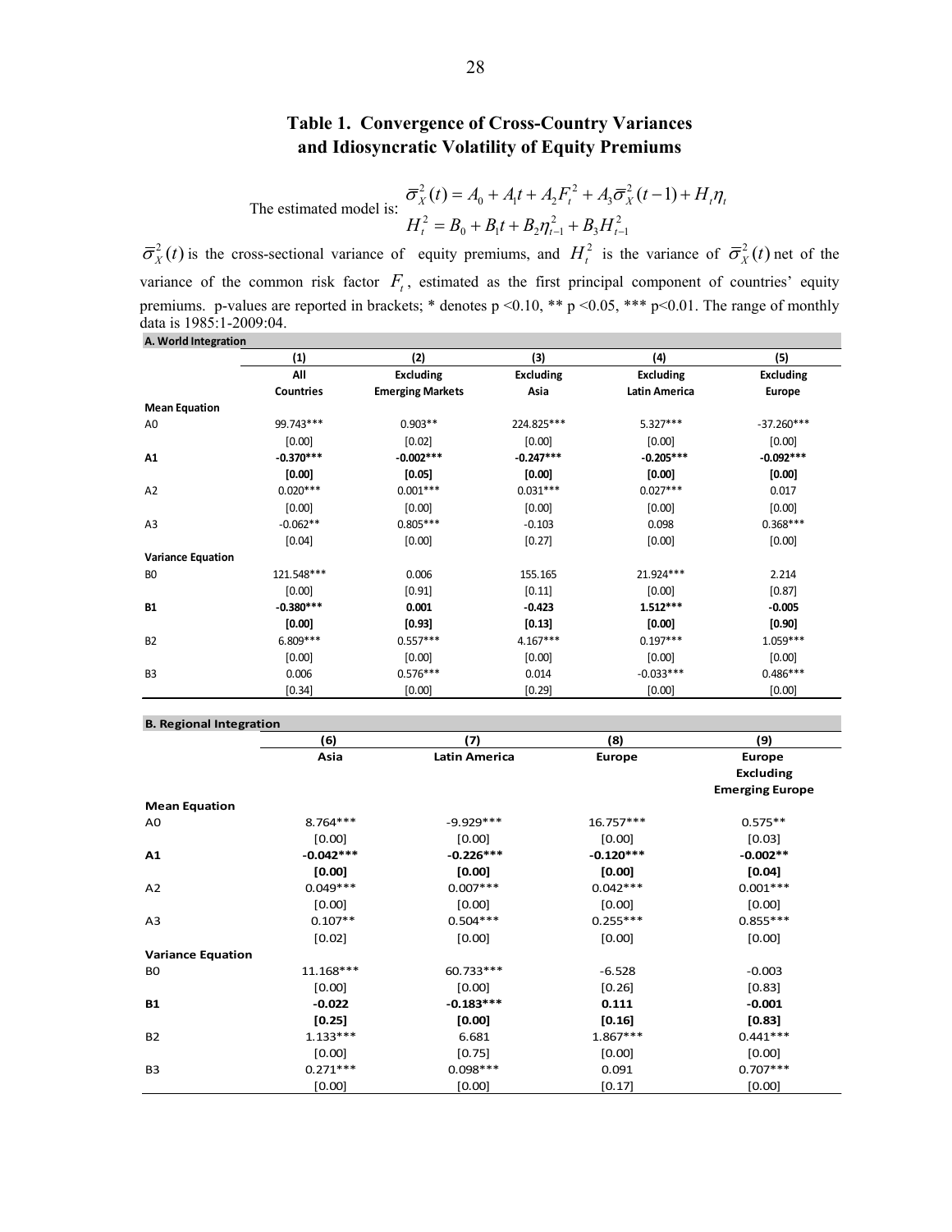## Table 1. Convergence of Cross-Country Variances and Idiosyncratic Volatility of Equity Premiums

The estimated model is:
$$\bar{\sigma}_X^2(t) = A_0 + A_1 t + A_2 F_t^2 + A_3 \bar{\sigma}_X^2(t-1) + H_t \eta_t$$
$$H_t^2 = B_0 + B_1 t + B_2 \eta_{t-1}^2 + B_3 H_{t-1}^2$$

$\bar{\sigma}_X^2(t)$ is the cross-sectional variance of equity premiums, and $H_t^2$ is the variance of $\bar{\sigma}_X^2(t)$ net of the variance of the common risk factor $F_t$, estimated as the first principal component of countries' equity premiums. p-values are reported in brackets; * denotes p <0.10, ** p <0.05, *** p<0.01. The range of monthly data is 1985:1-2009:04.

**A. World Integration**

| | (1) | (2) | (3) | (4) | (5) |
|---|---|---|---|---|---|
| | All Countries | Excluding Emerging Markets | Excluding Asia | Excluding Latin America | Excluding Europe |
| **Mean Equation** | | | | | |
| A0 | 99.743*** | 0.903** | 224.825*** | 5.327*** | -37.260*** |
| | [0.00] | [0.02] | [0.00] | [0.00] | [0.00] |
| **A1** | **-0.370*** ** | **-0.002*** ** | **-0.247*** ** | **-0.205*** ** | **-0.092*** ** |
| | **[0.00]** | **[0.05]** | **[0.00]** | **[0.00]** | **[0.00]** |
| A2 | 0.020*** | 0.001*** | 0.031*** | 0.027*** | 0.017 |
| | [0.00] | [0.00] | [0.00] | [0.00] | [0.00] |
| A3 | -0.062** | 0.805*** | -0.103 | 0.098 | 0.368*** |
| | [0.04] | [0.00] | [0.27] | [0.00] | [0.00] |
| **Variance Equation** | | | | | |
| B0 | 121.548*** | 0.006 | 155.165 | 21.924*** | 2.214 |
| | [0.00] | [0.91] | [0.11] | [0.00] | [0.87] |
| **B1** | **-0.380*** ** | **0.001** | **-0.423** | **1.512*** ** | **-0.005** |
| | **[0.00]** | **[0.93]** | **[0.13]** | **[0.00]** | **[0.90]** |
| B2 | 6.809*** | 0.557*** | 4.167*** | 0.197*** | 1.059*** |
| | [0.00] | [0.00] | [0.00] | [0.00] | [0.00] |
| B3 | 0.006 | 0.576*** | 0.014 | -0.033*** | 0.486*** |
| | [0.34] | [0.00] | [0.29] | [0.00] | [0.00] |

**B. Regional Integration**

| | (6) | (7) | (8) | (9) |
|---|---|---|---|---|
| | Asia | Latin America | Europe | Europe Excluding Emerging Europe |
| **Mean Equation** | | | | |
| A0 | 8.764*** | -9.929*** | 16.757*** | 0.575** |
| | [0.00] | [0.00] | [0.00] | [0.03] |
| **A1** | **-0.042*** ** | **-0.226*** ** | **-0.120*** ** | **-0.002** ** |
| | **[0.00]** | **[0.00]** | **[0.00]** | **[0.04]** |
| A2 | 0.049*** | 0.007*** | 0.042*** | 0.001*** |
| | [0.00] | [0.00] | [0.00] | [0.00] |
| A3 | 0.107** | 0.504*** | 0.255*** | 0.855*** |
| | [0.02] | [0.00] | [0.00] | [0.00] |
| **Variance Equation** | | | | |
| B0 | 11.168*** | 60.733*** | -6.528 | -0.003 |
| | [0.00] | [0.00] | [0.26] | [0.83] |
| **B1** | **-0.022** | **-0.183*** ** | **0.111** | **-0.001** |
| | **[0.25]** | **[0.00]** | **[0.16]** | **[0.83]** |
| B2 | 1.133*** | 6.681 | 1.867*** | 0.441*** |
| | [0.00] | [0.75] | [0.00] | [0.00] |
| B3 | 0.271*** | 0.098*** | 0.091 | 0.707*** |
| | [0.00] | [0.00] | [0.17] | [0.00] |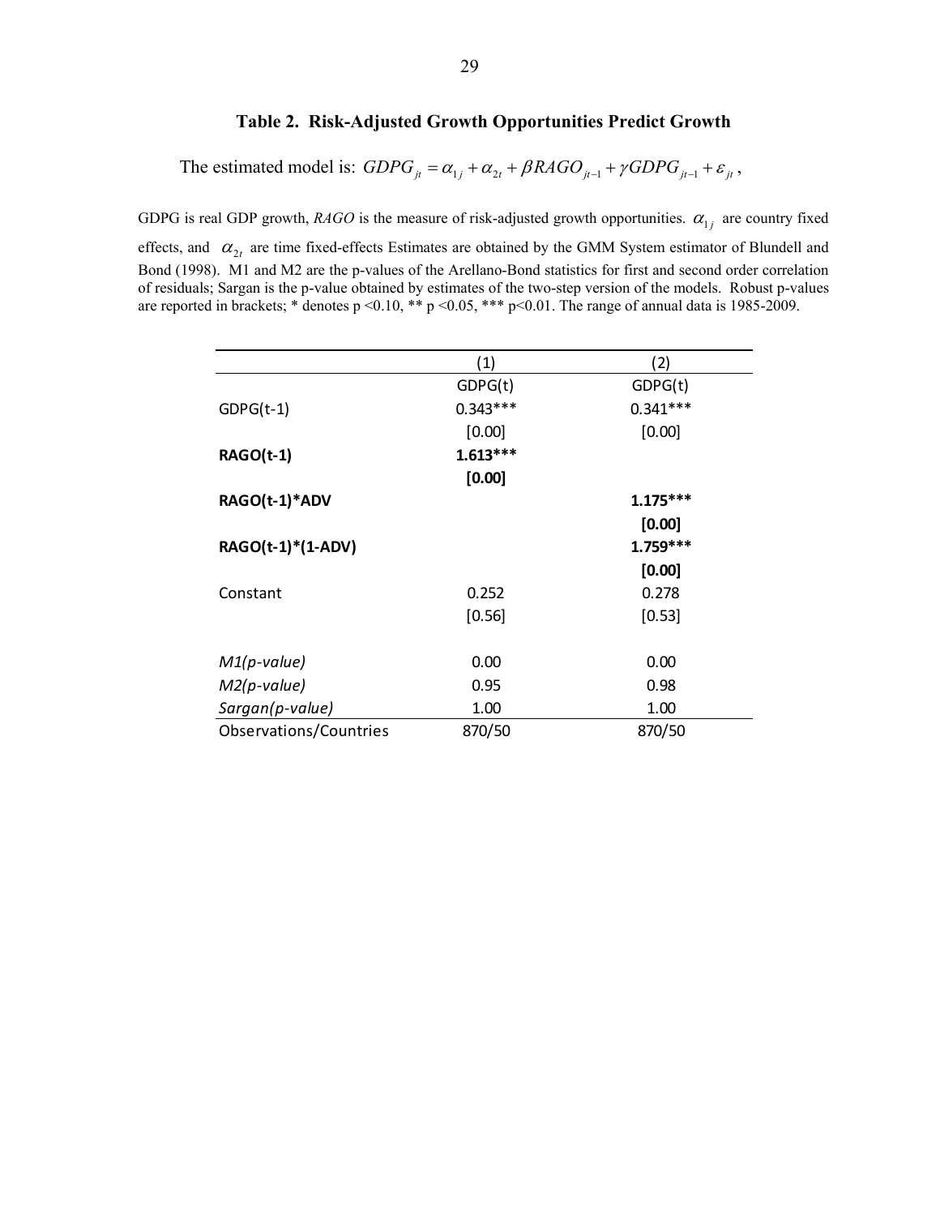### Table 2. Risk-Adjusted Growth Opportunities Predict Growth

The estimated model is: $GDPG_{jt} = \alpha_{1j} + \alpha_{2t} + \beta RAGO_{jt-1} + \gamma GDPG_{jt-1} + \varepsilon_{jt}$,

GDPG is real GDP growth, *RAGO* is the measure of risk-adjusted growth opportunities. $\alpha_{1j}$ are country fixed effects, and $\alpha_{2t}$ are time fixed-effects Estimates are obtained by the GMM System estimator of Blundell and Bond (1998). M1 and M2 are the p-values of the Arellano-Bond statistics for first and second order correlation of residuals; Sargan is the p-value obtained by estimates of the two-step version of the models. Robust p-values are reported in brackets; * denotes p <0.10, ** p <0.05, *** p<0.01. The range of annual data is 1985-2009.

| | (1) | (2) |
|---|---|---|
| | GDPG(t) | GDPG(t) |
| GDPG(t-1) | 0.343*** | 0.341*** |
| | [0.00] | [0.00] |
| **RAGO(t-1)** | **1.613*** ** | |
| | **[0.00]** | |
| **RAGO(t-1)*ADV** | | **1.175*** ** |
| | | **[0.00]** |
| **RAGO(t-1)*(1-ADV)** | | **1.759*** ** |
| | | **[0.00]** |
| Constant | 0.252 | 0.278 |
| | [0.56] | [0.53] |
| *M1(p-value)* | 0.00 | 0.00 |
| *M2(p-value)* | 0.95 | 0.98 |
| *Sargan(p-value)* | 1.00 | 1.00 |
| Observations/Countries | 870/50 | 870/50 |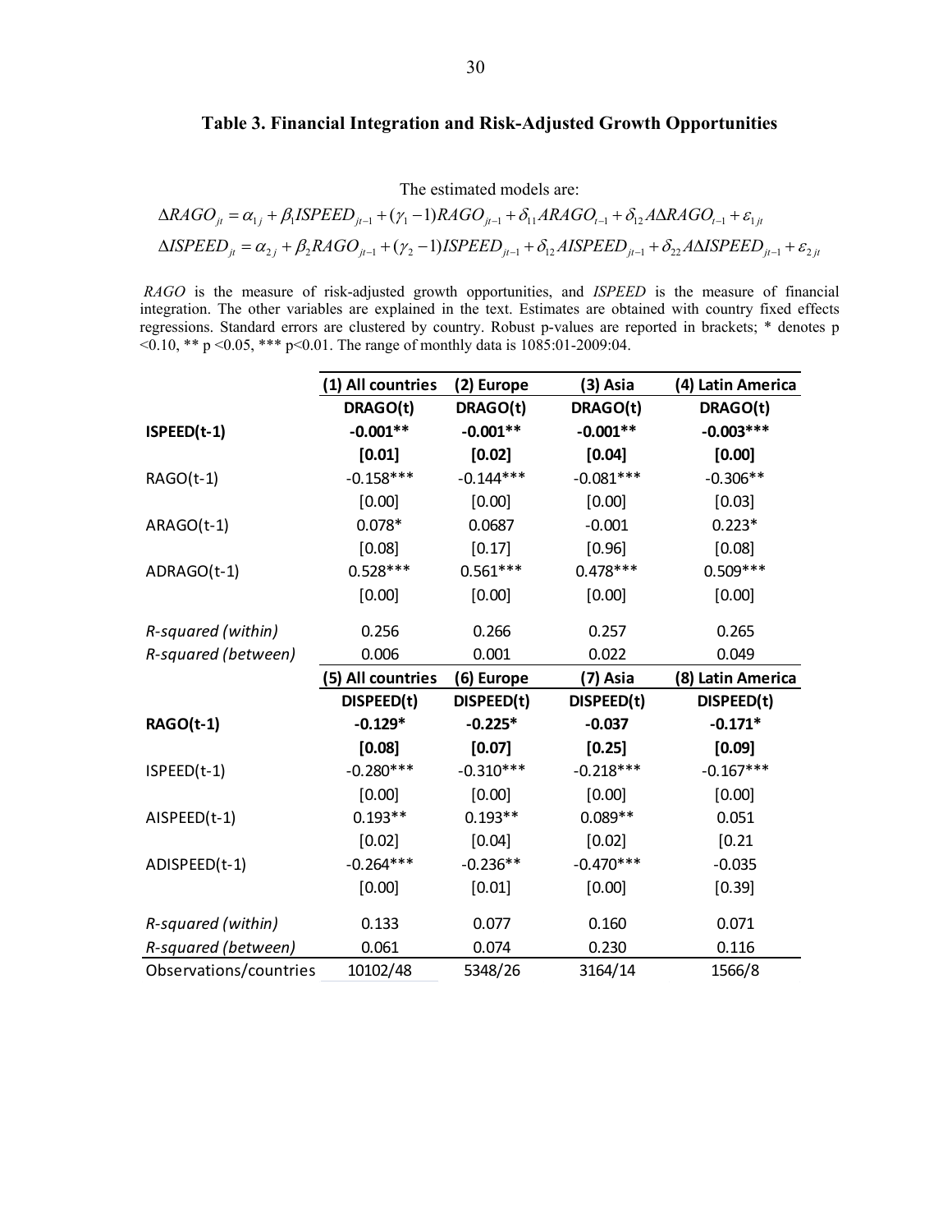## Table 3. Financial Integration and Risk-Adjusted Growth Opportunities

The estimated models are:

$$\Delta RAGO_{jt} = \alpha_{1j} + \beta_1 ISPEED_{jt-1} + (\gamma_1 - 1)RAGO_{jt-1} + \delta_{11} ARAGO_{t-1} + \delta_{12} A\Delta RAGO_{t-1} + \varepsilon_{1jt}$$

$$\Delta ISPEED_{jt} = \alpha_{2j} + \beta_2 RAGO_{jt-1} + (\gamma_2 - 1)ISPEED_{jt-1} + \delta_{12} AISPEED_{jt-1} + \delta_{22} A\Delta ISPEED_{jt-1} + \varepsilon_{2jt}$$

*RAGO* is the measure of risk-adjusted growth opportunities, and *ISPEED* is the measure of financial integration. The other variables are explained in the text. Estimates are obtained with country fixed effects regressions. Standard errors are clustered by country. Robust p-values are reported in brackets; * denotes p <0.10, ** p <0.05, *** p<0.01. The range of monthly data is 1085:01-2009:04.

| | (1) All countries | (2) Europe | (3) Asia | (4) Latin America |
|---|---|---|---|---|
| | **DRAGO(t)** | **DRAGO(t)** | **DRAGO(t)** | **DRAGO(t)** |
| **ISPEED(t-1)** | **-0.001\*\*** | **-0.001\*\*** | **-0.001\*\*** | **-0.003\*\*\*** |
| | **[0.01]** | **[0.02]** | **[0.04]** | **[0.00]** |
| RAGO(t-1) | -0.158*** | -0.144*** | -0.081*** | -0.306** |
| | [0.00] | [0.00] | [0.00] | [0.03] |
| ARAGO(t-1) | 0.078* | 0.0687 | -0.001 | 0.223* |
| | [0.08] | [0.17] | [0.96] | [0.08] |
| ADRAGO(t-1) | 0.528*** | 0.561*** | 0.478*** | 0.509*** |
| | [0.00] | [0.00] | [0.00] | [0.00] |
| *R-squared (within)* | 0.256 | 0.266 | 0.257 | 0.265 |
| *R-squared (between)* | 0.006 | 0.001 | 0.022 | 0.049 |
| | **(5) All countries** | **(6) Europe** | **(7) Asia** | **(8) Latin America** |
| | **DISPEED(t)** | **DISPEED(t)** | **DISPEED(t)** | **DISPEED(t)** |
| **RAGO(t-1)** | **-0.129\*** | **-0.225\*** | **-0.037** | **-0.171\*** |
| | **[0.08]** | **[0.07]** | **[0.25]** | **[0.09]** |
| ISPEED(t-1) | -0.280*** | -0.310*** | -0.218*** | -0.167*** |
| | [0.00] | [0.00] | [0.00] | [0.00] |
| AISPEED(t-1) | 0.193** | 0.193** | 0.089** | 0.051 |
| | [0.02] | [0.04] | [0.02] | [0.21 |
| ADISPEED(t-1) | -0.264*** | -0.236** | -0.470*** | -0.035 |
| | [0.00] | [0.01] | [0.00] | [0.39] |
| *R-squared (within)* | 0.133 | 0.077 | 0.160 | 0.071 |
| *R-squared (between)* | 0.061 | 0.074 | 0.230 | 0.116 |
| Observations/countries | 10102/48 | 5348/26 | 3164/14 | 1566/8 |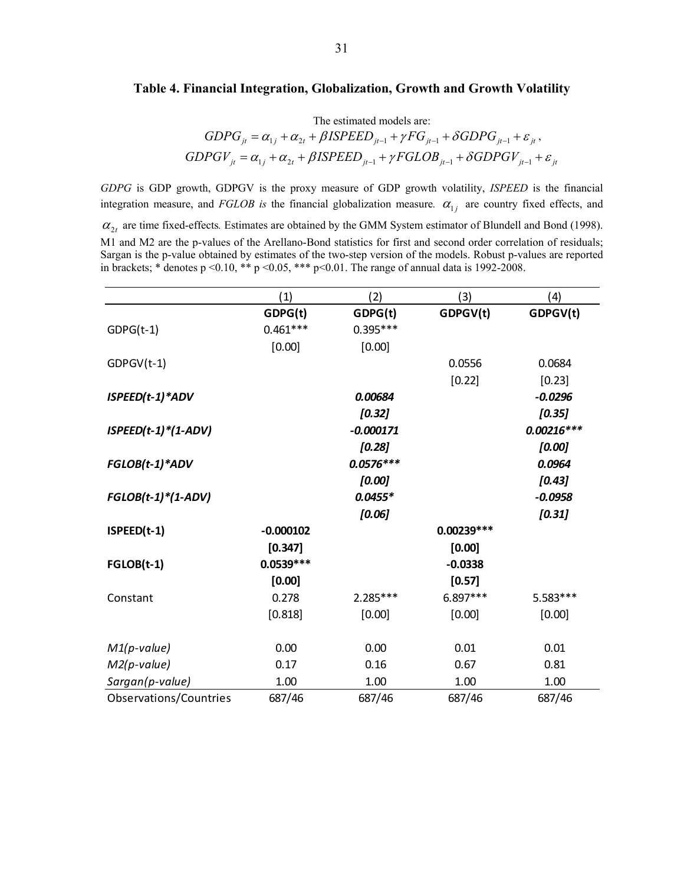### Table 4. Financial Integration, Globalization, Growth and Growth Volatility

The estimated models are:

$$GDPG_{jt} = \alpha_{1j} + \alpha_{2t} + \beta ISPEED_{jt-1} + \gamma FG_{jt-1} + \delta GDPG_{jt-1} + \varepsilon_{jt},$$

$$GDPGV_{jt} = \alpha_{1j} + \alpha_{2t} + \beta ISPEED_{jt-1} + \gamma FGLOB_{jt-1} + \delta GDPGV_{jt-1} + \varepsilon_{jt}$$

*GDPG* is GDP growth, GDPGV is the proxy measure of GDP growth volatility, *ISPEED* is the financial integration measure, and *FGLOB is* the financial globalization measure. $\alpha_{1j}$ are country fixed effects, and $\alpha_{2t}$ are time fixed-effects. Estimates are obtained by the GMM System estimator of Blundell and Bond (1998). M1 and M2 are the p-values of the Arellano-Bond statistics for first and second order correlation of residuals; Sargan is the p-value obtained by estimates of the two-step version of the models. Robust p-values are reported in brackets; * denotes p <0.10, ** p <0.05, *** p<0.01. The range of annual data is 1992-2008.

| | (1) | (2) | (3) | (4) |
|---|---|---|---|---|
| | **GDPG(t)** | **GDPG(t)** | **GDPGV(t)** | **GDPGV(t)** |
| GDPG(t-1) | 0.461*** | 0.395*** | | |
| | [0.00] | [0.00] | | |
| GDPGV(t-1) | | | 0.0556 | 0.0684 |
| | | | [0.22] | [0.23] |
| ***ISPEED(t-1)*ADV*** | | ***0.00684*** | | ***-0.0296*** |
| | | ***[0.32]*** | | ***[0.35]*** |
| ***ISPEED(t-1)*(1-ADV)*** | | ***-0.000171*** | | ***0.00216**** |
| | | ***[0.28]*** | | ***[0.00]*** |
| ***FGLOB(t-1)*ADV*** | | ***0.0576**** | | ***0.0964*** |
| | | ***[0.00]*** | | ***[0.43]*** |
| ***FGLOB(t-1)*(1-ADV)*** | | ***0.0455**** | | ***-0.0958*** |
| | | ***[0.06]*** | | ***[0.31]*** |
| **ISPEED(t-1)** | **-0.000102** | | **0.00239***** | |
| | **[0.347]** | | **[0.00]** | |
| **FGLOB(t-1)** | **0.0539***** | | **-0.0338** | |
| | **[0.00]** | | **[0.57]** | |
| Constant | 0.278 | 2.285*** | 6.897*** | 5.583*** |
| | [0.818] | [0.00] | [0.00] | [0.00] |
| *M1(p-value)* | 0.00 | 0.00 | 0.01 | 0.01 |
| *M2(p-value)* | 0.17 | 0.16 | 0.67 | 0.81 |
| *Sargan(p-value)* | 1.00 | 1.00 | 1.00 | 1.00 |
| Observations/Countries | 687/46 | 687/46 | 687/46 | 687/46 |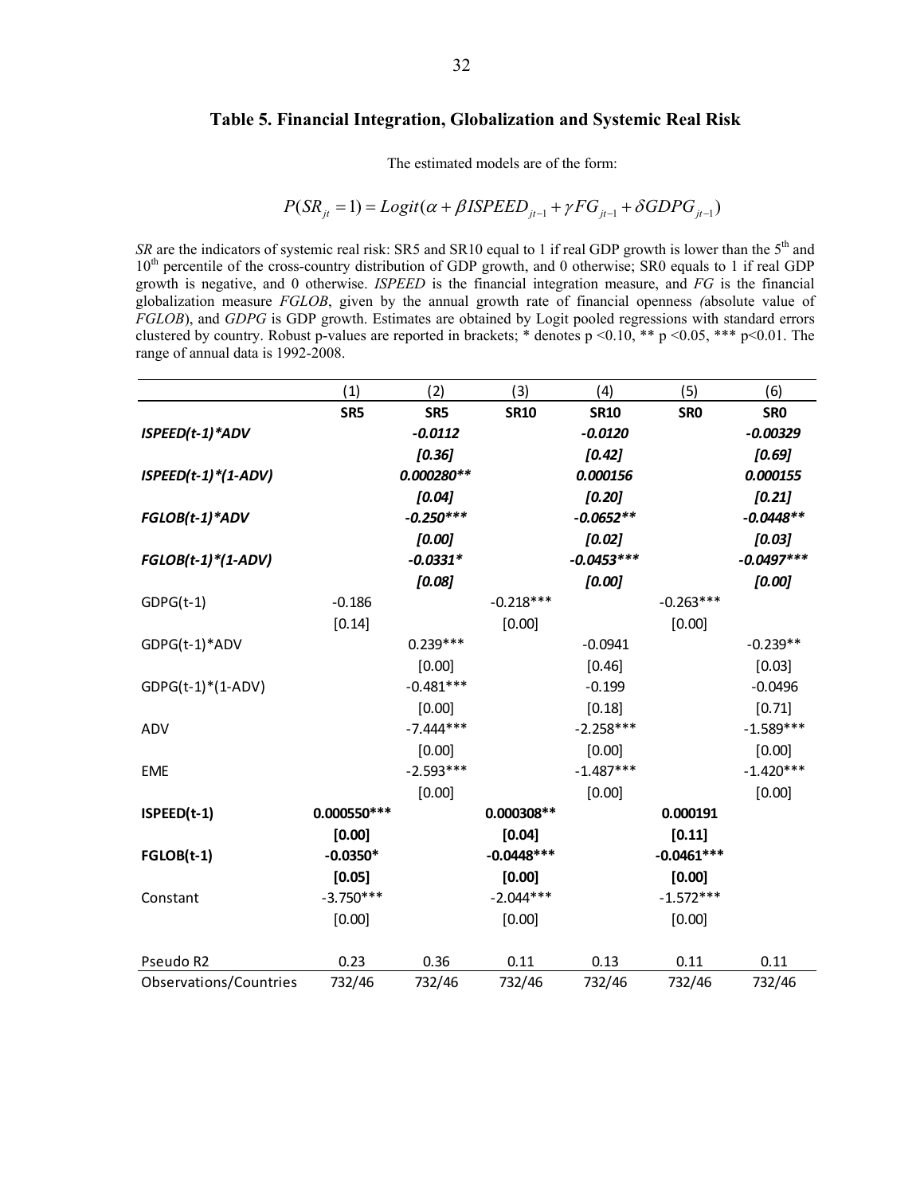## Table 5. Financial Integration, Globalization and Systemic Real Risk

The estimated models are of the form:

$$P(SR_{jt}=1)=Logit(\alpha+\beta ISPEED_{jt-1}+\gamma FG_{jt-1}+\delta GDPG_{jt-1})$$

*SR* are the indicators of systemic real risk: SR5 and SR10 equal to 1 if real GDP growth is lower than the 5[th] and 10[th] percentile of the cross-country distribution of GDP growth, and 0 otherwise; SR0 equals to 1 if real GDP growth is negative, and 0 otherwise. *ISPEED* is the financial integration measure, and *FG* is the financial globalization measure *FGLOB*, given by the annual growth rate of financial openness *(*absolute value of *FGLOB*), and *GDPG* is GDP growth. Estimates are obtained by Logit pooled regressions with standard errors clustered by country. Robust p-values are reported in brackets; * denotes p <0.10, ** p <0.05, *** p<0.01. The range of annual data is 1992-2008.

| | (1) | (2) | (3) | (4) | (5) | (6) |
|---|---|---|---|---|---|---|
| | **SR5** | **SR5** | **SR10** | **SR10** | **SR0** | **SR0** |
| ***ISPEED(t-1)*ADV*** | | ***-0.0112*** | | ***-0.0120*** | | ***-0.00329*** |
| | | ***[0.36]*** | | ***[0.42]*** | | ***[0.69]*** |
| ***ISPEED(t-1)*(1-ADV)*** | | ***0.000280\*\**** | | ***0.000156*** | | ***0.000155*** |
| | | ***[0.04]*** | | ***[0.20]*** | | ***[0.21]*** |
| ***FGLOB(t-1)*ADV*** | | ***-0.250\*\*\**** | | ***-0.0652\*\**** | | ***-0.0448\*\**** |
| | | ***[0.00]*** | | ***[0.02]*** | | ***[0.03]*** |
| ***FGLOB(t-1)*(1-ADV)*** | | ***-0.0331\**** | | ***-0.0453\*\*\**** | | ***-0.0497\*\*\**** |
| | | ***[0.08]*** | | ***[0.00]*** | | ***[0.00]*** |
| GDPG(t-1) | -0.186 | | -0.218*** | | -0.263*** | |
| | [0.14] | | [0.00] | | [0.00] | |
| GDPG(t-1)*ADV | | 0.239*** | | -0.0941 | | -0.239** |
| | | [0.00] | | [0.46] | | [0.03] |
| GDPG(t-1)*(1-ADV) | | -0.481*** | | -0.199 | | -0.0496 |
| | | [0.00] | | [0.18] | | [0.71] |
| ADV | | -7.444*** | | -2.258*** | | -1.589*** |
| | | [0.00] | | [0.00] | | [0.00] |
| EME | | -2.593*** | | -1.487*** | | -1.420*** |
| | | [0.00] | | [0.00] | | [0.00] |
| **ISPEED(t-1)** | **0.000550\*\*\*** | | **0.000308\*\*** | | **0.000191** | |
| | **[0.00]** | | **[0.04]** | | **[0.11]** | |
| **FGLOB(t-1)** | **-0.0350\*** | | **-0.0448\*\*\*** | | **-0.0461\*\*\*** | |
| | **[0.05]** | | **[0.00]** | | **[0.00]** | |
| Constant | -3.750*** | | -2.044*** | | -1.572*** | |
| | [0.00] | | [0.00] | | [0.00] | |
| Pseudo R2 | 0.23 | 0.36 | 0.11 | 0.13 | 0.11 | 0.11 |
| Observations/Countries | 732/46 | 732/46 | 732/46 | 732/46 | 732/46 | 732/46 |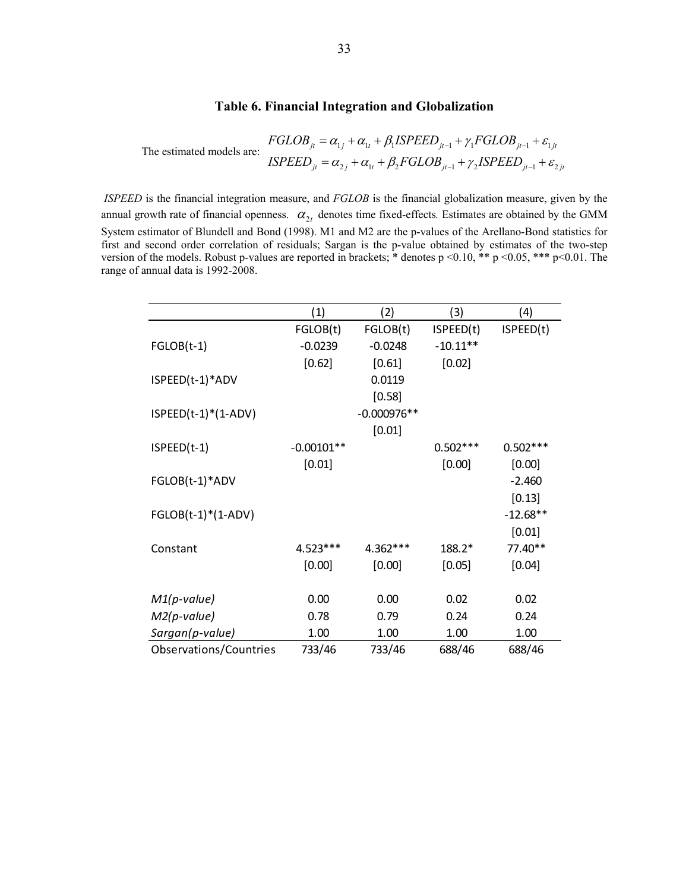### Table 6. Financial Integration and Globalization

The estimated models are:

$$FGLOB_{jt} = \alpha_{1j} + \alpha_{1t} + \beta_1 ISPEED_{jt-1} + \gamma_1 FGLOB_{jt-1} + \varepsilon_{1jt}$$
$$ISPEED_{jt} = \alpha_{2j} + \alpha_{1t} + \beta_2 FGLOB_{jt-1} + \gamma_2 ISPEED_{jt-1} + \varepsilon_{2jt}$$

*ISPEED* is the financial integration measure, and *FGLOB* is the financial globalization measure, given by the annual growth rate of financial openness. $\alpha_{2t}$ denotes time fixed-effects*.* Estimates are obtained by the GMM System estimator of Blundell and Bond (1998). M1 and M2 are the p-values of the Arellano-Bond statistics for first and second order correlation of residuals; Sargan is the p-value obtained by estimates of the two-step version of the models. Robust p-values are reported in brackets; * denotes p <0.10, ** p <0.05, *** p<0.01. The range of annual data is 1992-2008.

| | (1) | (2) | (3) | (4) |
|---|---|---|---|---|
| | FGLOB(t) | FGLOB(t) | ISPEED(t) | ISPEED(t) |
| FGLOB(t-1) | -0.0239 | -0.0248 | -10.11** | |
| | [0.62] | [0.61] | [0.02] | |
| ISPEED(t-1)*ADV | | 0.0119 | | |
| | | [0.58] | | |
| ISPEED(t-1)*(1-ADV) | | -0.000976** | | |
| | | [0.01] | | |
| ISPEED(t-1) | -0.00101** | | 0.502*** | 0.502*** |
| | [0.01] | | [0.00] | [0.00] |
| FGLOB(t-1)*ADV | | | | -2.460 |
| | | | | [0.13] |
| FGLOB(t-1)*(1-ADV) | | | | -12.68** |
| | | | | [0.01] |
| Constant | 4.523*** | 4.362*** | 188.2* | 77.40** |
| | [0.00] | [0.00] | [0.05] | [0.04] |
| *M1(p-value)* | 0.00 | 0.00 | 0.02 | 0.02 |
| *M2(p-value)* | 0.78 | 0.79 | 0.24 | 0.24 |
| *Sargan(p-value)* | 1.00 | 1.00 | 1.00 | 1.00 |
| Observations/Countries | 733/46 | 733/46 | 688/46 | 688/46 |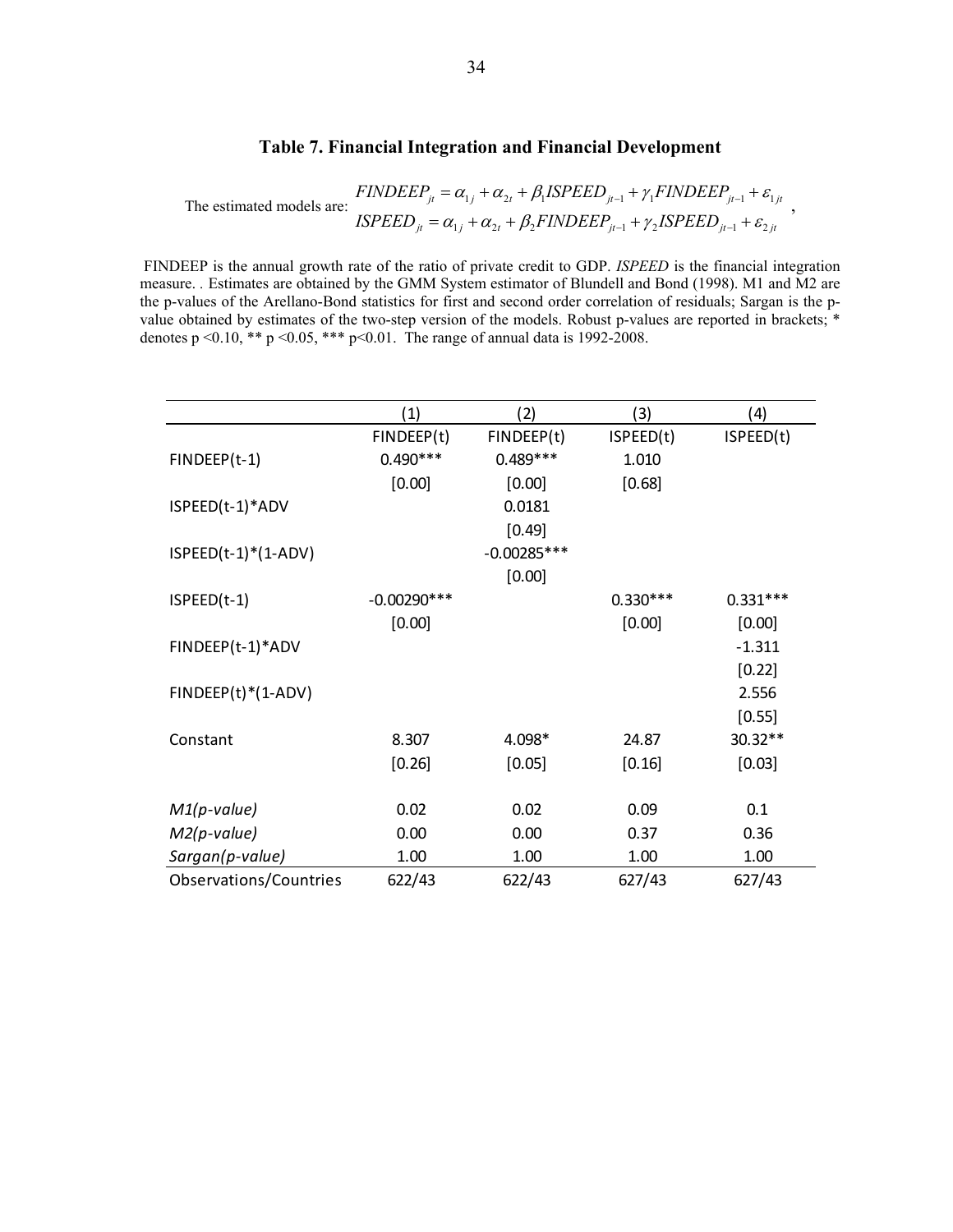## Table 7. Financial Integration and Financial Development

The estimated models are: 
$$FINDEEP_{jt} = \alpha_{1j} + \alpha_{2t} + \beta_1 ISPEED_{jt-1} + \gamma_1 FINDEEP_{jt-1} + \varepsilon_{1jt}$$
$$ISPEED_{jt} = \alpha_{1j} + \alpha_{2t} + \beta_2 FINDEEP_{jt-1} + \gamma_2 ISPEED_{jt-1} + \varepsilon_{2jt}$$
,

FINDEEP is the annual growth rate of the ratio of private credit to GDP. *ISPEED* is the financial integration measure. . Estimates are obtained by the GMM System estimator of Blundell and Bond (1998). M1 and M2 are the p-values of the Arellano-Bond statistics for first and second order correlation of residuals; Sargan is the p-value obtained by estimates of the two-step version of the models. Robust p-values are reported in brackets; * denotes p <0.10, ** p <0.05, *** p<0.01. The range of annual data is 1992-2008.

| | (1) | (2) | (3) | (4) |
|---|---|---|---|---|
| | FINDEEP(t) | FINDEEP(t) | ISPEED(t) | ISPEED(t) |
| FINDEEP(t-1) | 0.490*** | 0.489*** | 1.010 | |
| | [0.00] | [0.00] | [0.68] | |
| ISPEED(t-1)*ADV | | 0.0181 | | |
| | | [0.49] | | |
| ISPEED(t-1)*(1-ADV) | | -0.00285*** | | |
| | | [0.00] | | |
| ISPEED(t-1) | -0.00290*** | | 0.330*** | 0.331*** |
| | [0.00] | | [0.00] | [0.00] |
| FINDEEP(t-1)*ADV | | | | -1.311 |
| | | | | [0.22] |
| FINDEEP(t)*(1-ADV) | | | | 2.556 |
| | | | | [0.55] |
| Constant | 8.307 | 4.098* | 24.87 | 30.32** |
| | [0.26] | [0.05] | [0.16] | [0.03] |
| *M1(p-value)* | 0.02 | 0.02 | 0.09 | 0.1 |
| *M2(p-value)* | 0.00 | 0.00 | 0.37 | 0.36 |
| *Sargan(p-value)* | 1.00 | 1.00 | 1.00 | 1.00 |
| Observations/Countries | 622/43 | 622/43 | 627/43 | 627/43 |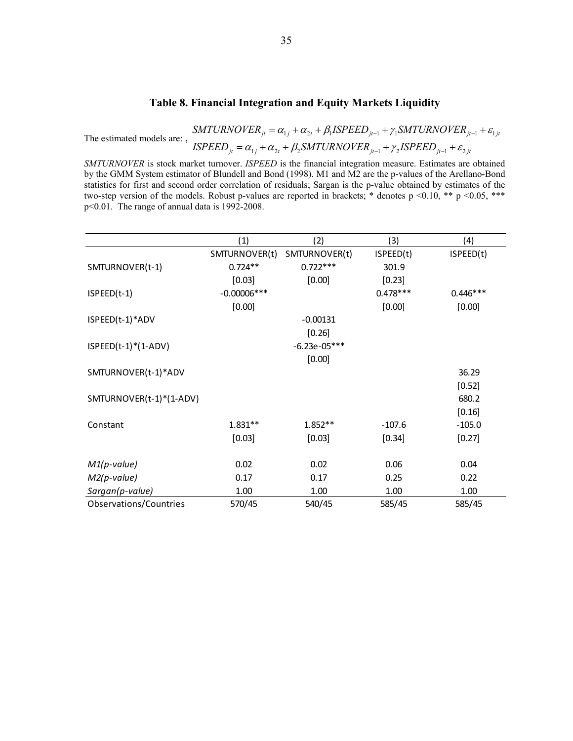## Table 8. Financial Integration and Equity Markets Liquidity

The estimated models are: ,

$$SMTURNOVER_{jt} = \alpha_{1j} + \alpha_{2t} + \beta_1 ISPEED_{jt-1} + \gamma_1 SMTURNOVER_{jt-1} + \varepsilon_{1jt}$$
$$ISPEED_{jt} = \alpha_{1j} + \alpha_{2t} + \beta_2 SMTURNOVER_{jt-1} + \gamma_2 ISPEED_{jt-1} + \varepsilon_{2jt}$$

*SMTURNOVER* is stock market turnover. *ISPEED* is the financial integration measure. Estimates are obtained by the GMM System estimator of Blundell and Bond (1998). M1 and M2 are the p-values of the Arellano-Bond statistics for first and second order correlation of residuals; Sargan is the p-value obtained by estimates of the two-step version of the models. Robust p-values are reported in brackets; * denotes p <0.10, ** p <0.05, *** p<0.01. The range of annual data is 1992-2008.

| | (1) | (2) | (3) | (4) |
|---|---|---|---|---|
| | SMTURNOVER(t) | SMTURNOVER(t) | ISPEED(t) | ISPEED(t) |
| SMTURNOVER(t-1) | 0.724** | 0.722*** | 301.9 | |
| | [0.03] | [0.00] | [0.23] | |
| ISPEED(t-1) | -0.00006*** | | 0.478*** | 0.446*** |
| | [0.00] | | [0.00] | [0.00] |
| ISPEED(t-1)*ADV | | -0.00131 | | |
| | | [0.26] | | |
| ISPEED(t-1)*(1-ADV) | | -6.23e-05*** | | |
| | | [0.00] | | |
| SMTURNOVER(t-1)*ADV | | | | 36.29 |
| | | | | [0.52] |
| SMTURNOVER(t-1)*(1-ADV) | | | | 680.2 |
| | | | | [0.16] |
| Constant | 1.831** | 1.852** | -107.6 | -105.0 |
| | [0.03] | [0.03] | [0.34] | [0.27] |
| *M1(p-value)* | 0.02 | 0.02 | 0.06 | 0.04 |
| *M2(p-value)* | 0.17 | 0.17 | 0.25 | 0.22 |
| *Sargan(p-value)* | 1.00 | 1.00 | 1.00 | 1.00 |
| Observations/Countries | 570/45 | 540/45 | 585/45 | 585/45 |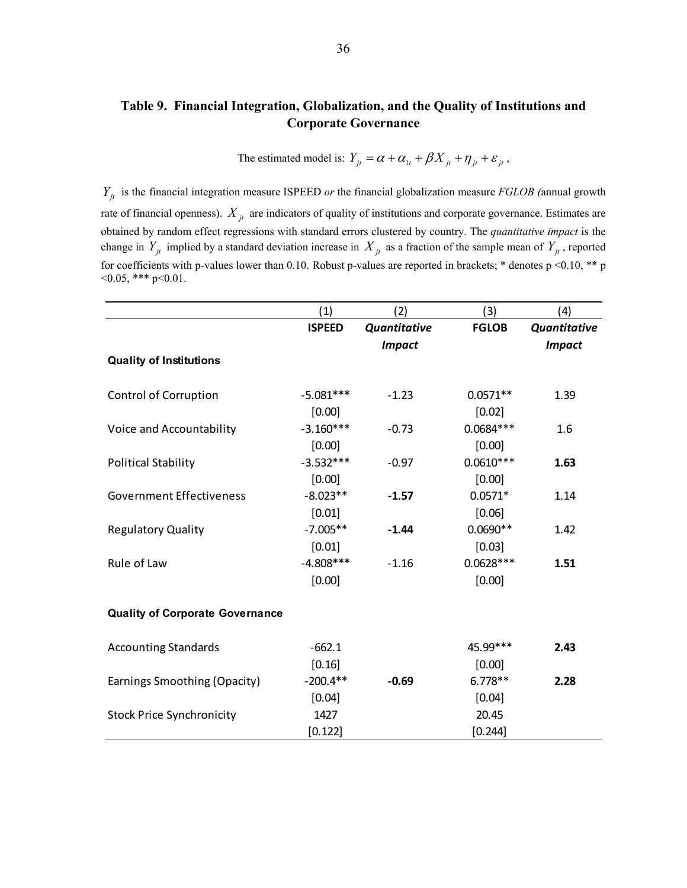## Table 9. Financial Integration, Globalization, and the Quality of Institutions and Corporate Governance

The estimated model is: $Y_{jt} = \alpha + \alpha_{1t} + \beta X_{jt} + \eta_{jt} + \varepsilon_{jt}$,

$Y_{jt}$ is the financial integration measure ISPEED *or* the financial globalization measure *FGLOB (*annual growth rate of financial openness). $X_{jt}$ are indicators of quality of institutions and corporate governance. Estimates are obtained by random effect regressions with standard errors clustered by country. The *quantitative impact* is the change in $Y_{jt}$ implied by a standard deviation increase in $X_{jt}$ as a fraction of the sample mean of $Y_{jt}$, reported for coefficients with p-values lower than 0.10. Robust p-values are reported in brackets; * denotes p <0.10, ** p <0.05, *** p<0.01.

| | (1) | (2) | (3) | (4) |
|---|---|---|---|---|
| | **ISPEED** | ***Quantitative Impact*** | **FGLOB** | ***Quantitative Impact*** |
| **Quality of Institutions** | | | | |
| Control of Corruption | -5.081*** | -1.23 | 0.0571** | 1.39 |
| | [0.00] | | [0.02] | |
| Voice and Accountability | -3.160*** | -0.73 | 0.0684*** | 1.6 |
| | [0.00] | | [0.00] | |
| Political Stability | -3.532*** | -0.97 | 0.0610*** | **1.63** |
| | [0.00] | | [0.00] | |
| Government Effectiveness | -8.023** | **-1.57** | 0.0571* | 1.14 |
| | [0.01] | | [0.06] | |
| Regulatory Quality | -7.005** | **-1.44** | 0.0690** | 1.42 |
| | [0.01] | | [0.03] | |
| Rule of Law | -4.808*** | -1.16 | 0.0628*** | **1.51** |
| | [0.00] | | [0.00] | |
| **Quality of Corporate Governance** | | | | |
| Accounting Standards | -662.1 | | 45.99*** | **2.43** |
| | [0.16] | | [0.00] | |
| Earnings Smoothing (Opacity) | -200.4** | **-0.69** | 6.778** | **2.28** |
| | [0.04] | | [0.04] | |
| Stock Price Synchronicity | 1427 | | 20.45 | |
| | [0.122] | | [0.244] | |